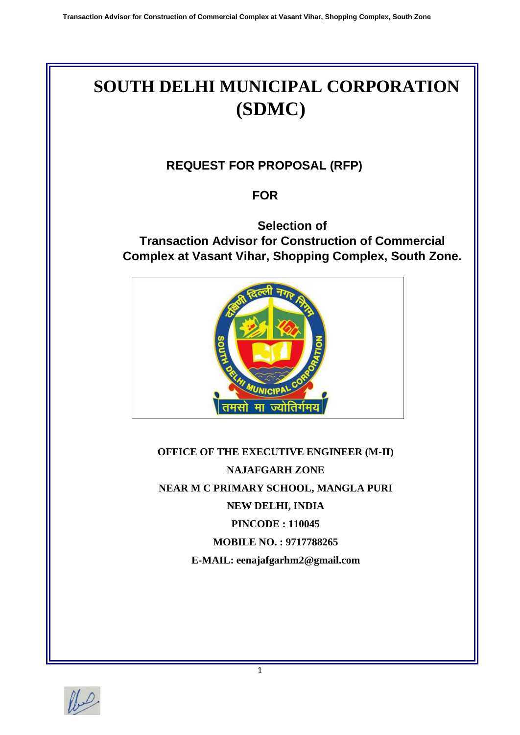# SOUTH DELHI MUNICIPAL CORPORATION (SDMC)

## REQUEST FOR PROPOSAL (RFP)

## FOR

## Selection of Transaction Advisor for Construction of Commercial Complex at Vasant Vihar, Shopping Complex, South Zone.

**OFFICE OF THE EXECUTIVE ENGINEER (M-II)**

**NAJAFGARH ZONE**

**NEAR M C PRIMARY SCHOOL, MANGLA PURI**

**NEW DELHI, INDIA**

**PINCODE : 110045**

**MOBILE NO. : 9717788265**

**E-MAIL: eenajafgarhm2@gmail.com**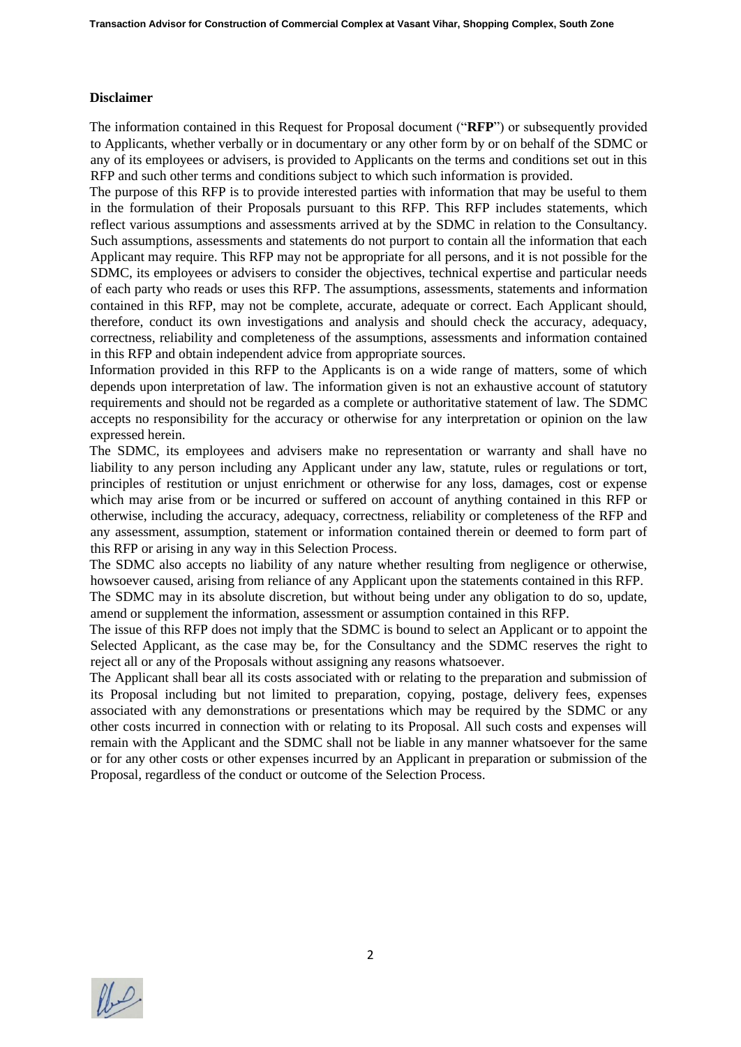**Disclaimer**

The information contained in this Request for Proposal document ("**RFP**") or subsequently provided to Applicants, whether verbally or in documentary or any other form by or on behalf of the SDMC or any of its employees or advisers, is provided to Applicants on the terms and conditions set out in this RFP and such other terms and conditions subject to which such information is provided.

The purpose of this RFP is to provide interested parties with information that may be useful to them in the formulation of their Proposals pursuant to this RFP. This RFP includes statements, which reflect various assumptions and assessments arrived at by the SDMC in relation to the Consultancy. Such assumptions, assessments and statements do not purport to contain all the information that each Applicant may require. This RFP may not be appropriate for all persons, and it is not possible for the SDMC, its employees or advisers to consider the objectives, technical expertise and particular needs of each party who reads or uses this RFP. The assumptions, assessments, statements and information contained in this RFP, may not be complete, accurate, adequate or correct. Each Applicant should, therefore, conduct its own investigations and analysis and should check the accuracy, adequacy, correctness, reliability and completeness of the assumptions, assessments and information contained in this RFP and obtain independent advice from appropriate sources.

Information provided in this RFP to the Applicants is on a wide range of matters, some of which depends upon interpretation of law. The information given is not an exhaustive account of statutory requirements and should not be regarded as a complete or authoritative statement of law. The SDMC accepts no responsibility for the accuracy or otherwise for any interpretation or opinion on the law expressed herein.

The SDMC, its employees and advisers make no representation or warranty and shall have no liability to any person including any Applicant under any law, statute, rules or regulations or tort, principles of restitution or unjust enrichment or otherwise for any loss, damages, cost or expense which may arise from or be incurred or suffered on account of anything contained in this RFP or otherwise, including the accuracy, adequacy, correctness, reliability or completeness of the RFP and any assessment, assumption, statement or information contained therein or deemed to form part of this RFP or arising in any way in this Selection Process.

The SDMC also accepts no liability of any nature whether resulting from negligence or otherwise, howsoever caused, arising from reliance of any Applicant upon the statements contained in this RFP.

The SDMC may in its absolute discretion, but without being under any obligation to do so, update, amend or supplement the information, assessment or assumption contained in this RFP.

The issue of this RFP does not imply that the SDMC is bound to select an Applicant or to appoint the Selected Applicant, as the case may be, for the Consultancy and the SDMC reserves the right to reject all or any of the Proposals without assigning any reasons whatsoever.

The Applicant shall bear all its costs associated with or relating to the preparation and submission of its Proposal including but not limited to preparation, copying, postage, delivery fees, expenses associated with any demonstrations or presentations which may be required by the SDMC or any other costs incurred in connection with or relating to its Proposal. All such costs and expenses will remain with the Applicant and the SDMC shall not be liable in any manner whatsoever for the same or for any other costs or other expenses incurred by an Applicant in preparation or submission of the Proposal, regardless of the conduct or outcome of the Selection Process.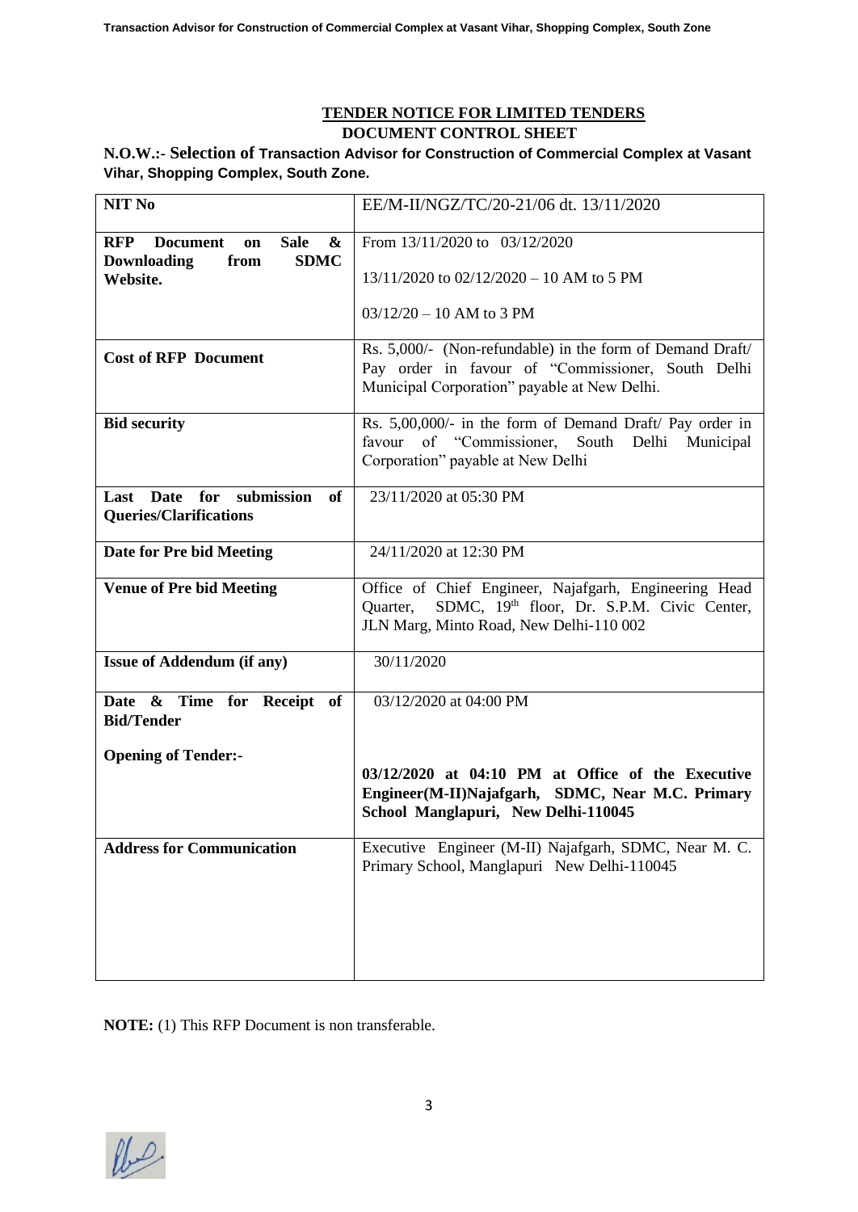## TENDER NOTICE FOR LIMITED TENDERS

### DOCUMENT CONTROL SHEET

**N.O.W.:- Selection of Transaction Advisor for Construction of Commercial Complex at Vasant Vihar, Shopping Complex, South Zone.**

| NIT No | EE/M-II/NGZ/TC/20-21/06 dt. 13/11/2020 |
|---|---|
| **RFP Document on Sale & Downloading from SDMC Website.** | From 13/11/2020 to 03/12/2020<br><br>13/11/2020 to 02/12/2020 – 10 AM to 5 PM<br><br>03/12/20 – 10 AM to 3 PM |
| **Cost of RFP Document** | Rs. 5,000/- (Non-refundable) in the form of Demand Draft/ Pay order in favour of "Commissioner, South Delhi Municipal Corporation" payable at New Delhi. |
| **Bid security** | Rs. 5,00,000/- in the form of Demand Draft/ Pay order in favour of "Commissioner, South Delhi Municipal Corporation" payable at New Delhi |
| **Last Date for submission of Queries/Clarifications** | 23/11/2020 at 05:30 PM |
| **Date for Pre bid Meeting** | 24/11/2020 at 12:30 PM |
| **Venue of Pre bid Meeting** | Office of Chief Engineer, Najafgarh, Engineering Head Quarter, SDMC, 19th floor, Dr. S.P.M. Civic Center, JLN Marg, Minto Road, New Delhi-110 002 |
| **Issue of Addendum (if any)** | 30/11/2020 |
| **Date & Time for Receipt of Bid/Tender**<br><br>**Opening of Tender:-** | 03/12/2020 at 04:00 PM<br><br>**03/12/2020 at 04:10 PM at Office of the Executive Engineer(M-II)Najafgarh, SDMC, Near M.C. Primary School Manglapuri, New Delhi-110045** |
| **Address for Communication** | Executive Engineer (M-II) Najafgarh, SDMC, Near M. C. Primary School, Manglapuri New Delhi-110045 |

**NOTE:** (1) This RFP Document is non transferable.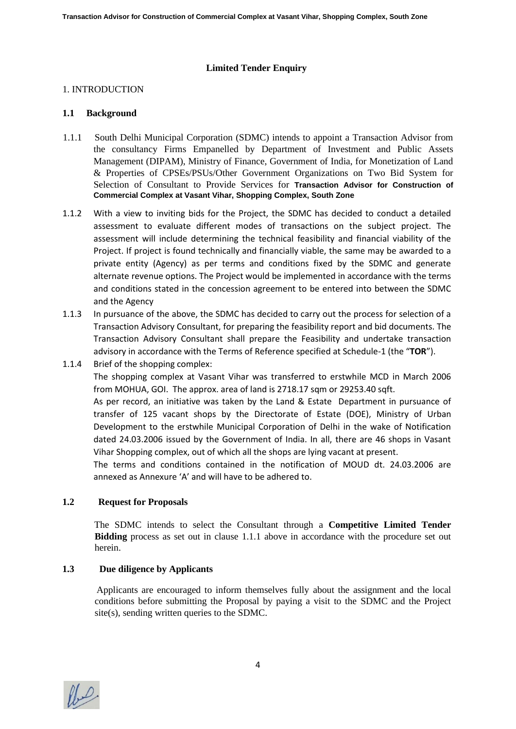## Limited Tender Enquiry

1. INTRODUCTION

### 1.1 Background

1.1.1 South Delhi Municipal Corporation (SDMC) intends to appoint a Transaction Advisor from the consultancy Firms Empanelled by Department of Investment and Public Assets Management (DIPAM), Ministry of Finance, Government of India, for Monetization of Land & Properties of CPSEs/PSUs/Other Government Organizations on Two Bid System for Selection of Consultant to Provide Services for **Transaction Advisor for Construction of Commercial Complex at Vasant Vihar, Shopping Complex, South Zone**

1.1.2 With a view to inviting bids for the Project, the SDMC has decided to conduct a detailed assessment to evaluate different modes of transactions on the subject project. The assessment will include determining the technical feasibility and financial viability of the Project. If project is found technically and financially viable, the same may be awarded to a private entity (Agency) as per terms and conditions fixed by the SDMC and generate alternate revenue options. The Project would be implemented in accordance with the terms and conditions stated in the concession agreement to be entered into between the SDMC and the Agency

1.1.3 In pursuance of the above, the SDMC has decided to carry out the process for selection of a Transaction Advisory Consultant, for preparing the feasibility report and bid documents. The Transaction Advisory Consultant shall prepare the Feasibility and undertake transaction advisory in accordance with the Terms of Reference specified at Schedule-1 (the "**TOR**").

1.1.4 Brief of the shopping complex:

The shopping complex at Vasant Vihar was transferred to erstwhile MCD in March 2006 from MOHUA, GOI. The approx. area of land is 2718.17 sqm or 29253.40 sqft.

As per record, an initiative was taken by the Land & Estate Department in pursuance of transfer of 125 vacant shops by the Directorate of Estate (DOE), Ministry of Urban Development to the erstwhile Municipal Corporation of Delhi in the wake of Notification dated 24.03.2006 issued by the Government of India. In all, there are 46 shops in Vasant Vihar Shopping complex, out of which all the shops are lying vacant at present.

The terms and conditions contained in the notification of MOUD dt. 24.03.2006 are annexed as Annexure 'A' and will have to be adhered to.

### 1.2 Request for Proposals

The SDMC intends to select the Consultant through a **Competitive Limited Tender Bidding** process as set out in clause 1.1.1 above in accordance with the procedure set out herein.

### 1.3 Due diligence by Applicants

Applicants are encouraged to inform themselves fully about the assignment and the local conditions before submitting the Proposal by paying a visit to the SDMC and the Project site(s), sending written queries to the SDMC.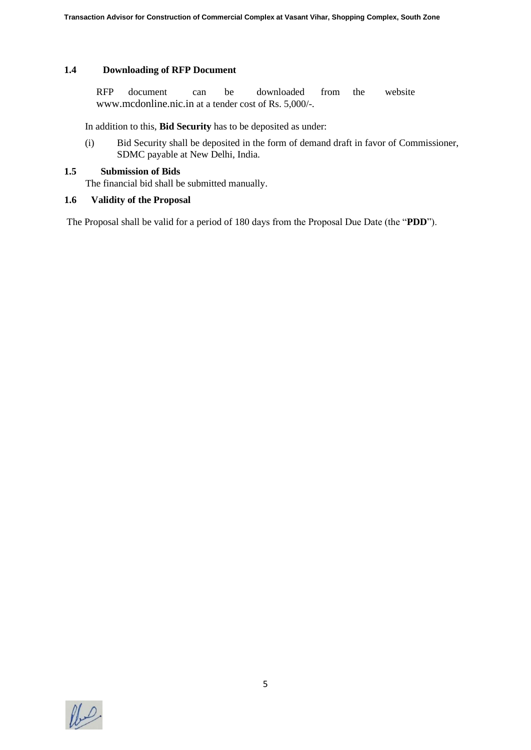### 1.4 Downloading of RFP Document

RFP document can be downloaded from the website www.mcdonline.nic.in at a tender cost of Rs. 5,000/-.

In addition to this, **Bid Security** has to be deposited as under:

(i) Bid Security shall be deposited in the form of demand draft in favor of Commissioner, SDMC payable at New Delhi, India.

### 1.5 Submission of Bids

The financial bid shall be submitted manually.

### 1.6 Validity of the Proposal

The Proposal shall be valid for a period of 180 days from the Proposal Due Date (the "**PDD**").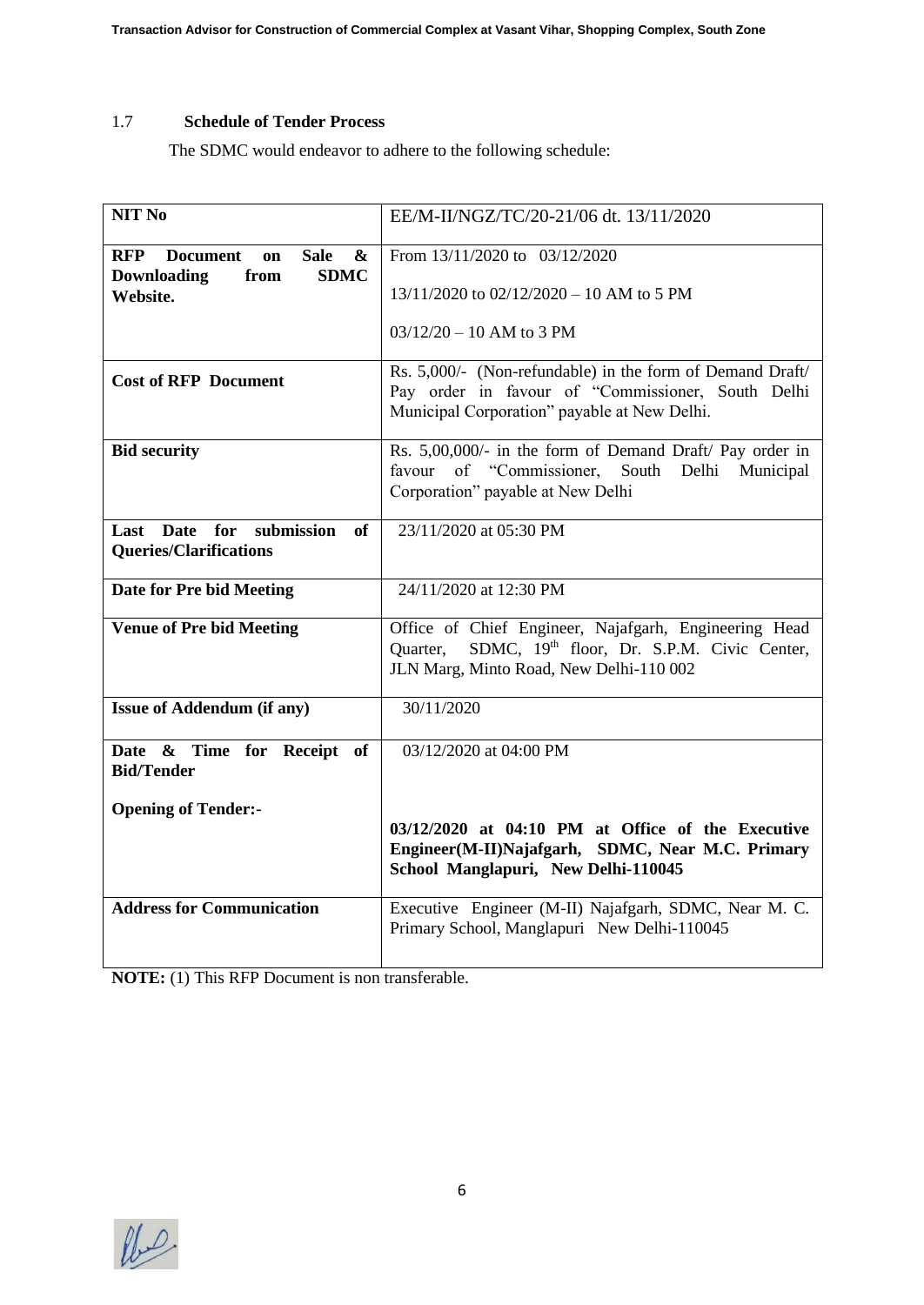## 1.7 Schedule of Tender Process

The SDMC would endeavor to adhere to the following schedule:

| **NIT No** | EE/M-II/NGZ/TC/20-21/06 dt. 13/11/2020 |
|---|---|
| **RFP Document on Sale & Downloading from SDMC Website.** | From 13/11/2020 to 03/12/2020<br><br>13/11/2020 to 02/12/2020 – 10 AM to 5 PM<br><br>03/12/20 – 10 AM to 3 PM |
| **Cost of RFP Document** | Rs. 5,000/- (Non-refundable) in the form of Demand Draft/ Pay order in favour of "Commissioner, South Delhi Municipal Corporation" payable at New Delhi. |
| **Bid security** | Rs. 5,00,000/- in the form of Demand Draft/ Pay order in favour of "Commissioner, South Delhi Municipal Corporation" payable at New Delhi |
| **Last Date for submission of Queries/Clarifications** | 23/11/2020 at 05:30 PM |
| **Date for Pre bid Meeting** | 24/11/2020 at 12:30 PM |
| **Venue of Pre bid Meeting** | Office of Chief Engineer, Najafgarh, Engineering Head Quarter, SDMC, 19th floor, Dr. S.P.M. Civic Center, JLN Marg, Minto Road, New Delhi-110 002 |
| **Issue of Addendum (if any)** | 30/11/2020 |
| **Date & Time for Receipt of Bid/Tender**<br><br>**Opening of Tender:-** | 03/12/2020 at 04:00 PM<br><br>**03/12/2020 at 04:10 PM at Office of the Executive Engineer(M-II)Najafgarh, SDMC, Near M.C. Primary School Manglapuri, New Delhi-110045** |
| **Address for Communication** | Executive Engineer (M-II) Najafgarh, SDMC, Near M. C. Primary School, Manglapuri New Delhi-110045 |

**NOTE:** (1) This RFP Document is non transferable.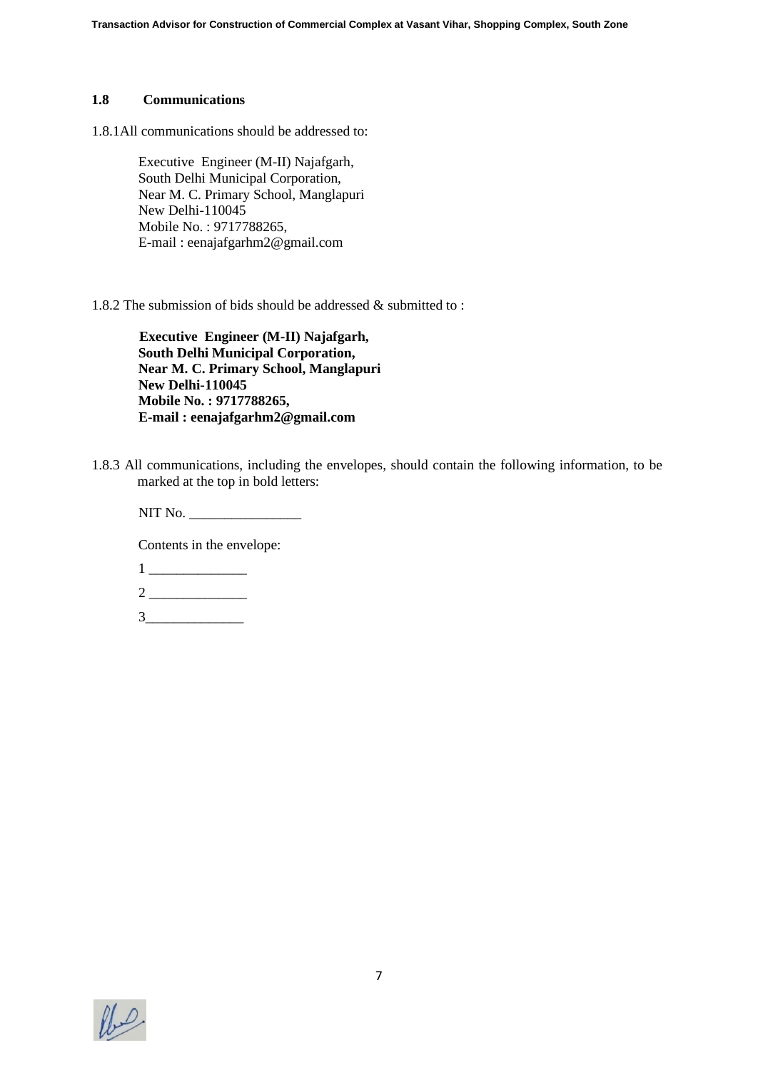### 1.8 Communications

1.8.1All communications should be addressed to:

Executive Engineer (M-II) Najafgarh,
South Delhi Municipal Corporation,
Near M. C. Primary School, Manglapuri
New Delhi-110045
Mobile No. : 9717788265,
E-mail : eenajafgarhm2@gmail.com

1.8.2 The submission of bids should be addressed & submitted to :

**Executive Engineer (M-II) Najafgarh,**
**South Delhi Municipal Corporation,**
**Near M. C. Primary School, Manglapuri**
**New Delhi-110045**
**Mobile No. : 9717788265,**
**E-mail : eenajafgarhm2@gmail.com**

1.8.3 All communications, including the envelopes, should contain the following information, to be marked at the top in bold letters:

NIT No. ________________

Contents in the envelope:

1 ______________

2 ______________

3______________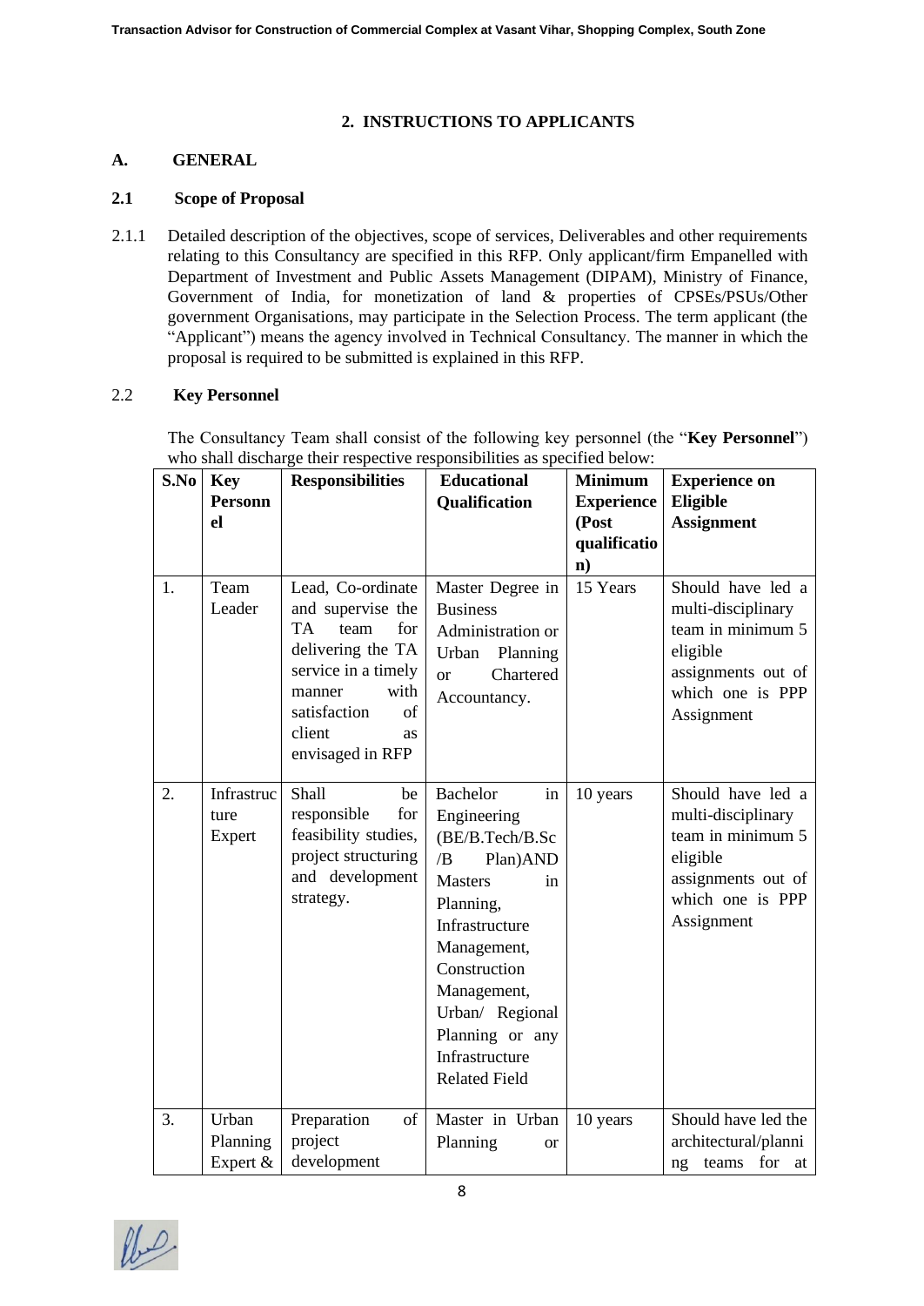## 2. INSTRUCTIONS TO APPLICANTS

### A. GENERAL

### 2.1 Scope of Proposal

2.1.1 Detailed description of the objectives, scope of services, Deliverables and other requirements relating to this Consultancy are specified in this RFP. Only applicant/firm Empanelled with Department of Investment and Public Assets Management (DIPAM), Ministry of Finance, Government of India, for monetization of land & properties of CPSEs/PSUs/Other government Organisations, may participate in the Selection Process. The term applicant (the "Applicant") means the agency involved in Technical Consultancy. The manner in which the proposal is required to be submitted is explained in this RFP.

### 2.2 Key Personnel

The Consultancy Team shall consist of the following key personnel (the "**Key Personnel**") who shall discharge their respective responsibilities as specified below:

| S.No | Key Personnel | Responsibilities | Educational Qualification | Minimum Experience (Post qualification) | Experience on Eligible Assignment |
|---|---|---|---|---|---|
| 1. | Team Leader | Lead, Co-ordinate and supervise the TA team for delivering the TA service in a timely manner with satisfaction of client as envisaged in RFP | Master Degree in Business Administration or Urban Planning or Chartered Accountancy. | 15 Years | Should have led a multi-disciplinary team in minimum 5 eligible assignments out of which one is PPP Assignment |
| 2. | Infrastructure Expert | Shall be responsible for feasibility studies, project structuring and development strategy. | Bachelor in Engineering (BE/B.Tech/B.Sc /B Plan)AND Masters in Planning, Infrastructure Management, Construction Management, Urban/ Regional Planning or any Infrastructure Related Field | 10 years | Should have led a multi-disciplinary team in minimum 5 eligible assignments out of which one is PPP Assignment |
| 3. | Urban Planning Expert & | Preparation of project development | Master in Urban Planning or | 10 years | Should have led the architectural/planning teams for at |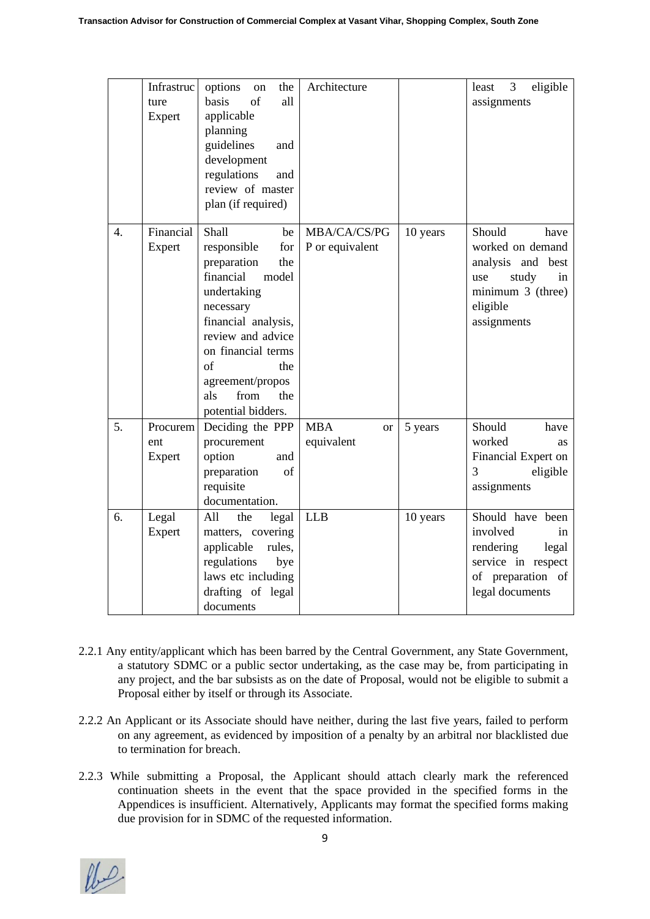|  | Infrastructure Expert | options on the basis of all applicable planning guidelines and development regulations and review of master plan (if required) | Architecture |  | least 3 eligible assignments |
|---|---|---|---|---|---|
| 4. | Financial Expert | Shall be responsible for preparation the financial model undertaking necessary financial analysis, review and advice on financial terms of the agreement/proposals from the potential bidders. | MBA/CA/CS/PGP or equivalent | 10 years | Should have worked on demand analysis and best use study in minimum 3 (three) eligible assignments |
| 5. | Procurement Expert | Deciding the PPP procurement option and preparation of requisite documentation. | MBA or equivalent | 5 years | Should have worked as Financial Expert on 3 eligible assignments |
| 6. | Legal Expert | All the legal matters, covering applicable rules, regulations bye laws etc including drafting of legal documents | LLB | 10 years | Should have been involved in rendering legal service in respect of preparation of legal documents |

2.2.1 Any entity/applicant which has been barred by the Central Government, any State Government, a statutory SDMC or a public sector undertaking, as the case may be, from participating in any project, and the bar subsists as on the date of Proposal, would not be eligible to submit a Proposal either by itself or through its Associate.

2.2.2 An Applicant or its Associate should have neither, during the last five years, failed to perform on any agreement, as evidenced by imposition of a penalty by an arbitral nor blacklisted due to termination for breach.

2.2.3 While submitting a Proposal, the Applicant should attach clearly mark the referenced continuation sheets in the event that the space provided in the specified forms in the Appendices is insufficient. Alternatively, Applicants may format the specified forms making due provision for in SDMC of the requested information.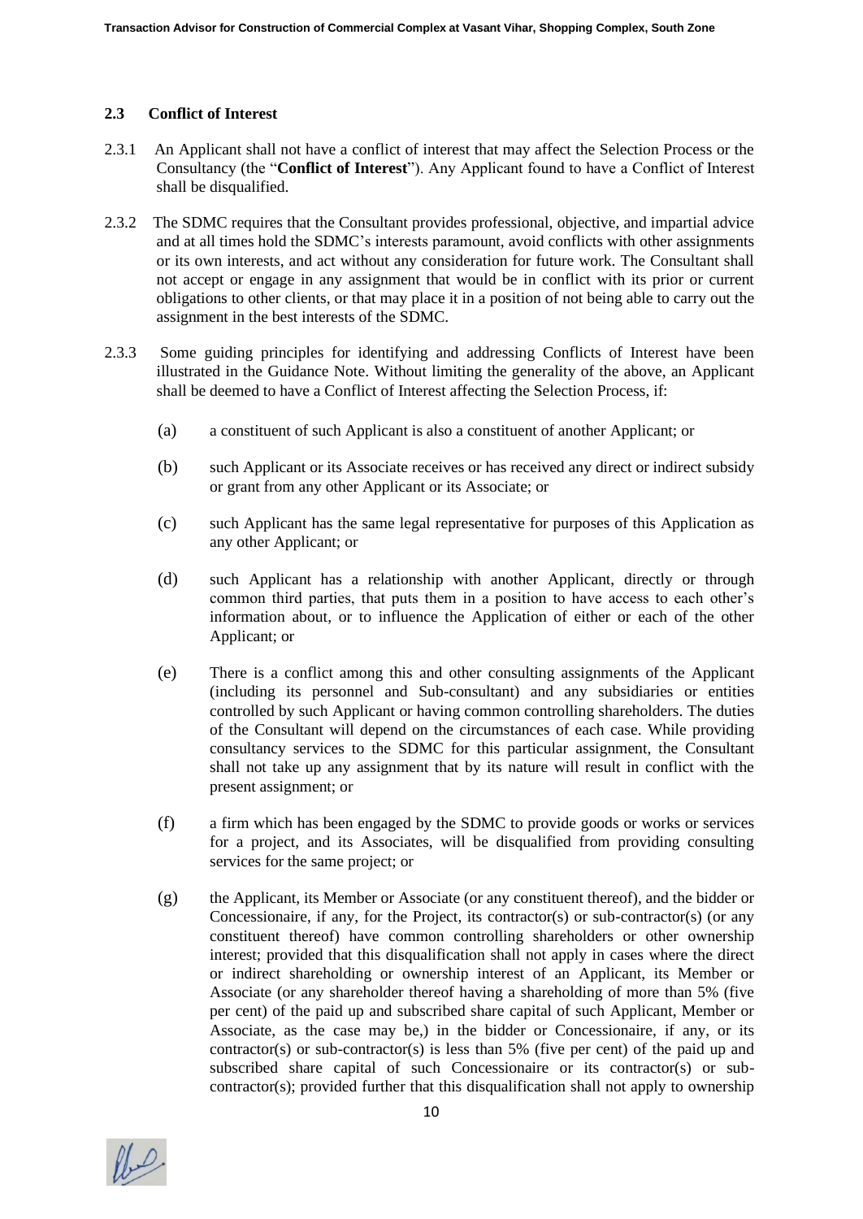## 2.3 Conflict of Interest

2.3.1 An Applicant shall not have a conflict of interest that may affect the Selection Process or the Consultancy (the "**Conflict of Interest**"). Any Applicant found to have a Conflict of Interest shall be disqualified.

2.3.2 The SDMC requires that the Consultant provides professional, objective, and impartial advice and at all times hold the SDMC's interests paramount, avoid conflicts with other assignments or its own interests, and act without any consideration for future work. The Consultant shall not accept or engage in any assignment that would be in conflict with its prior or current obligations to other clients, or that may place it in a position of not being able to carry out the assignment in the best interests of the SDMC.

2.3.3 Some guiding principles for identifying and addressing Conflicts of Interest have been illustrated in the Guidance Note. Without limiting the generality of the above, an Applicant shall be deemed to have a Conflict of Interest affecting the Selection Process, if:

(a) a constituent of such Applicant is also a constituent of another Applicant; or

(b) such Applicant or its Associate receives or has received any direct or indirect subsidy or grant from any other Applicant or its Associate; or

(c) such Applicant has the same legal representative for purposes of this Application as any other Applicant; or

(d) such Applicant has a relationship with another Applicant, directly or through common third parties, that puts them in a position to have access to each other's information about, or to influence the Application of either or each of the other Applicant; or

(e) There is a conflict among this and other consulting assignments of the Applicant (including its personnel and Sub-consultant) and any subsidiaries or entities controlled by such Applicant or having common controlling shareholders. The duties of the Consultant will depend on the circumstances of each case. While providing consultancy services to the SDMC for this particular assignment, the Consultant shall not take up any assignment that by its nature will result in conflict with the present assignment; or

(f) a firm which has been engaged by the SDMC to provide goods or works or services for a project, and its Associates, will be disqualified from providing consulting services for the same project; or

(g) the Applicant, its Member or Associate (or any constituent thereof), and the bidder or Concessionaire, if any, for the Project, its contractor(s) or sub-contractor(s) (or any constituent thereof) have common controlling shareholders or other ownership interest; provided that this disqualification shall not apply in cases where the direct or indirect shareholding or ownership interest of an Applicant, its Member or Associate (or any shareholder thereof having a shareholding of more than 5% (five per cent) of the paid up and subscribed share capital of such Applicant, Member or Associate, as the case may be,) in the bidder or Concessionaire, if any, or its contractor(s) or sub-contractor(s) is less than 5% (five per cent) of the paid up and subscribed share capital of such Concessionaire or its contractor(s) or sub-contractor(s); provided further that this disqualification shall not apply to ownership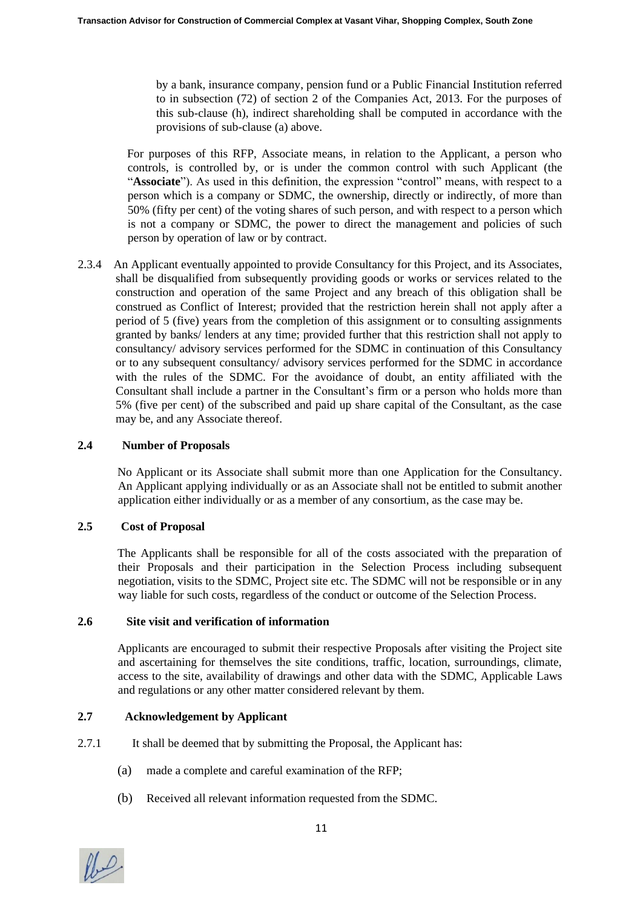by a bank, insurance company, pension fund or a Public Financial Institution referred to in subsection (72) of section 2 of the Companies Act, 2013. For the purposes of this sub-clause (h), indirect shareholding shall be computed in accordance with the provisions of sub-clause (a) above.

For purposes of this RFP, Associate means, in relation to the Applicant, a person who controls, is controlled by, or is under the common control with such Applicant (the "**Associate**"). As used in this definition, the expression "control" means, with respect to a person which is a company or SDMC, the ownership, directly or indirectly, of more than 50% (fifty per cent) of the voting shares of such person, and with respect to a person which is not a company or SDMC, the power to direct the management and policies of such person by operation of law or by contract.

2.3.4 An Applicant eventually appointed to provide Consultancy for this Project, and its Associates, shall be disqualified from subsequently providing goods or works or services related to the construction and operation of the same Project and any breach of this obligation shall be construed as Conflict of Interest; provided that the restriction herein shall not apply after a period of 5 (five) years from the completion of this assignment or to consulting assignments granted by banks/ lenders at any time; provided further that this restriction shall not apply to consultancy/ advisory services performed for the SDMC in continuation of this Consultancy or to any subsequent consultancy/ advisory services performed for the SDMC in accordance with the rules of the SDMC. For the avoidance of doubt, an entity affiliated with the Consultant shall include a partner in the Consultant's firm or a person who holds more than 5% (five per cent) of the subscribed and paid up share capital of the Consultant, as the case may be, and any Associate thereof.

### 2.4 Number of Proposals

No Applicant or its Associate shall submit more than one Application for the Consultancy. An Applicant applying individually or as an Associate shall not be entitled to submit another application either individually or as a member of any consortium, as the case may be.

### 2.5 Cost of Proposal

The Applicants shall be responsible for all of the costs associated with the preparation of their Proposals and their participation in the Selection Process including subsequent negotiation, visits to the SDMC, Project site etc. The SDMC will not be responsible or in any way liable for such costs, regardless of the conduct or outcome of the Selection Process.

### 2.6 Site visit and verification of information

Applicants are encouraged to submit their respective Proposals after visiting the Project site and ascertaining for themselves the site conditions, traffic, location, surroundings, climate, access to the site, availability of drawings and other data with the SDMC, Applicable Laws and regulations or any other matter considered relevant by them.

### 2.7 Acknowledgement by Applicant

2.7.1 It shall be deemed that by submitting the Proposal, the Applicant has:

(a) made a complete and careful examination of the RFP;

(b) Received all relevant information requested from the SDMC.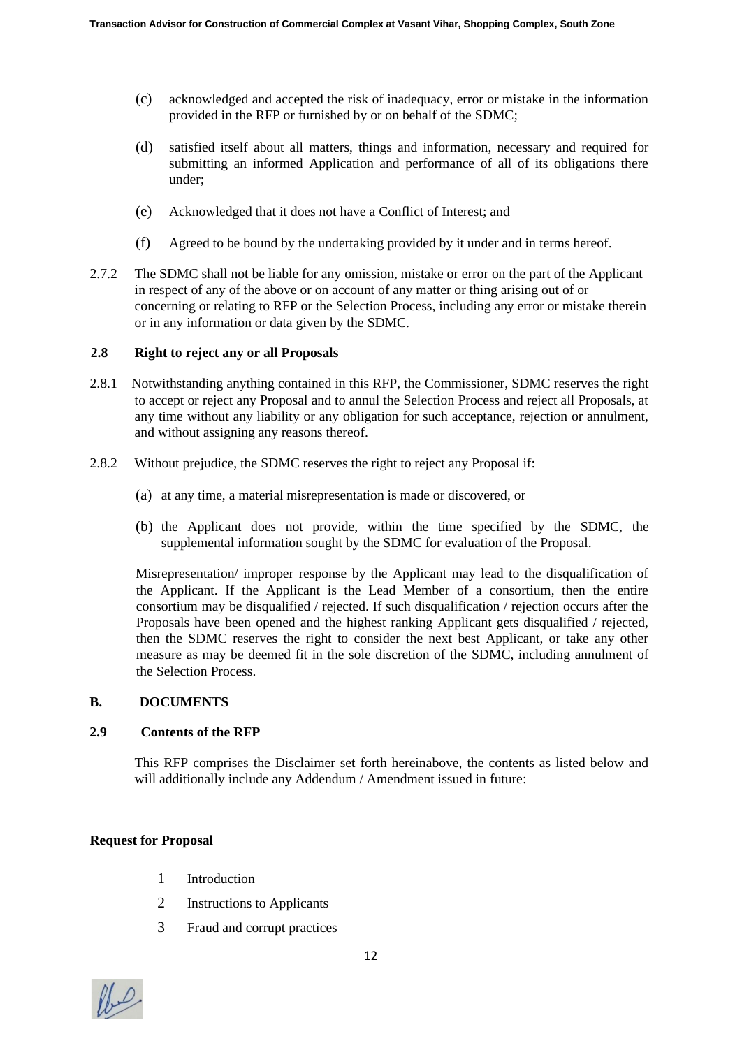(c) acknowledged and accepted the risk of inadequacy, error or mistake in the information provided in the RFP or furnished by or on behalf of the SDMC;

(d) satisfied itself about all matters, things and information, necessary and required for submitting an informed Application and performance of all of its obligations there under;

(e) Acknowledged that it does not have a Conflict of Interest; and

(f) Agreed to be bound by the undertaking provided by it under and in terms hereof.

2.7.2 The SDMC shall not be liable for any omission, mistake or error on the part of the Applicant in respect of any of the above or on account of any matter or thing arising out of or concerning or relating to RFP or the Selection Process, including any error or mistake therein or in any information or data given by the SDMC.

**2.8 Right to reject any or all Proposals**

2.8.1 Notwithstanding anything contained in this RFP, the Commissioner, SDMC reserves the right to accept or reject any Proposal and to annul the Selection Process and reject all Proposals, at any time without any liability or any obligation for such acceptance, rejection or annulment, and without assigning any reasons thereof.

2.8.2 Without prejudice, the SDMC reserves the right to reject any Proposal if:

(a) at any time, a material misrepresentation is made or discovered, or

(b) the Applicant does not provide, within the time specified by the SDMC, the supplemental information sought by the SDMC for evaluation of the Proposal.

Misrepresentation/ improper response by the Applicant may lead to the disqualification of the Applicant. If the Applicant is the Lead Member of a consortium, then the entire consortium may be disqualified / rejected. If such disqualification / rejection occurs after the Proposals have been opened and the highest ranking Applicant gets disqualified / rejected, then the SDMC reserves the right to consider the next best Applicant, or take any other measure as may be deemed fit in the sole discretion of the SDMC, including annulment of the Selection Process.

**B. DOCUMENTS**

**2.9 Contents of the RFP**

This RFP comprises the Disclaimer set forth hereinabove, the contents as listed below and will additionally include any Addendum / Amendment issued in future:

**Request for Proposal**

1. Introduction
2. Instructions to Applicants
3. Fraud and corrupt practices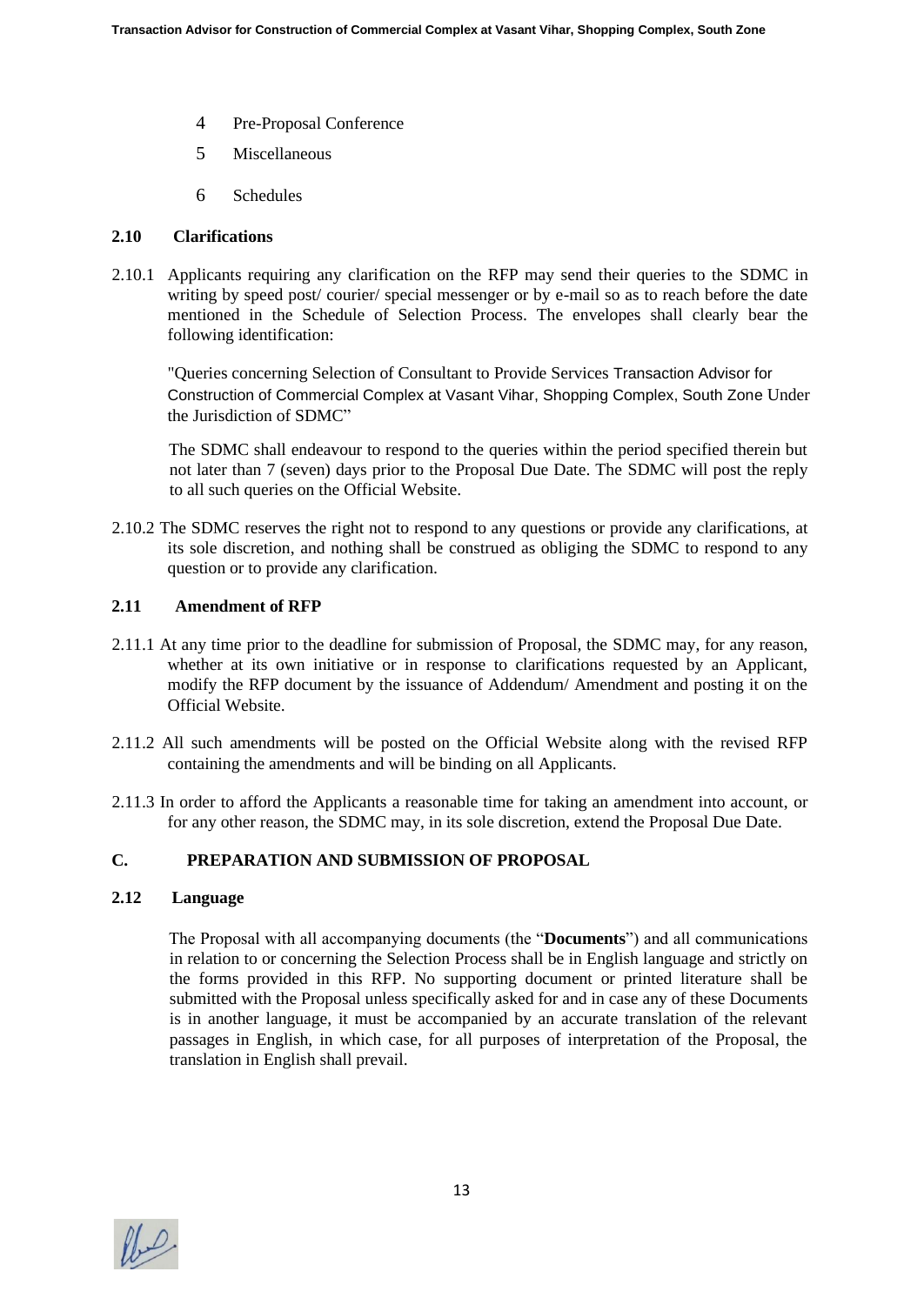4. Pre-Proposal Conference
5. Miscellaneous
6. Schedules

**2.10 Clarifications**

2.10.1 Applicants requiring any clarification on the RFP may send their queries to the SDMC in writing by speed post/ courier/ special messenger or by e-mail so as to reach before the date mentioned in the Schedule of Selection Process. The envelopes shall clearly bear the following identification:

"Queries concerning Selection of Consultant to Provide Services Transaction Advisor for Construction of Commercial Complex at Vasant Vihar, Shopping Complex, South Zone Under the Jurisdiction of SDMC"

The SDMC shall endeavour to respond to the queries within the period specified therein but not later than 7 (seven) days prior to the Proposal Due Date. The SDMC will post the reply to all such queries on the Official Website.

2.10.2 The SDMC reserves the right not to respond to any questions or provide any clarifications, at its sole discretion, and nothing shall be construed as obliging the SDMC to respond to any question or to provide any clarification.

**2.11 Amendment of RFP**

2.11.1 At any time prior to the deadline for submission of Proposal, the SDMC may, for any reason, whether at its own initiative or in response to clarifications requested by an Applicant, modify the RFP document by the issuance of Addendum/ Amendment and posting it on the Official Website.

2.11.2 All such amendments will be posted on the Official Website along with the revised RFP containing the amendments and will be binding on all Applicants.

2.11.3 In order to afford the Applicants a reasonable time for taking an amendment into account, or for any other reason, the SDMC may, in its sole discretion, extend the Proposal Due Date.

**C. PREPARATION AND SUBMISSION OF PROPOSAL**

**2.12 Language**

The Proposal with all accompanying documents (the "**Documents**") and all communications in relation to or concerning the Selection Process shall be in English language and strictly on the forms provided in this RFP. No supporting document or printed literature shall be submitted with the Proposal unless specifically asked for and in case any of these Documents is in another language, it must be accompanied by an accurate translation of the relevant passages in English, in which case, for all purposes of interpretation of the Proposal, the translation in English shall prevail.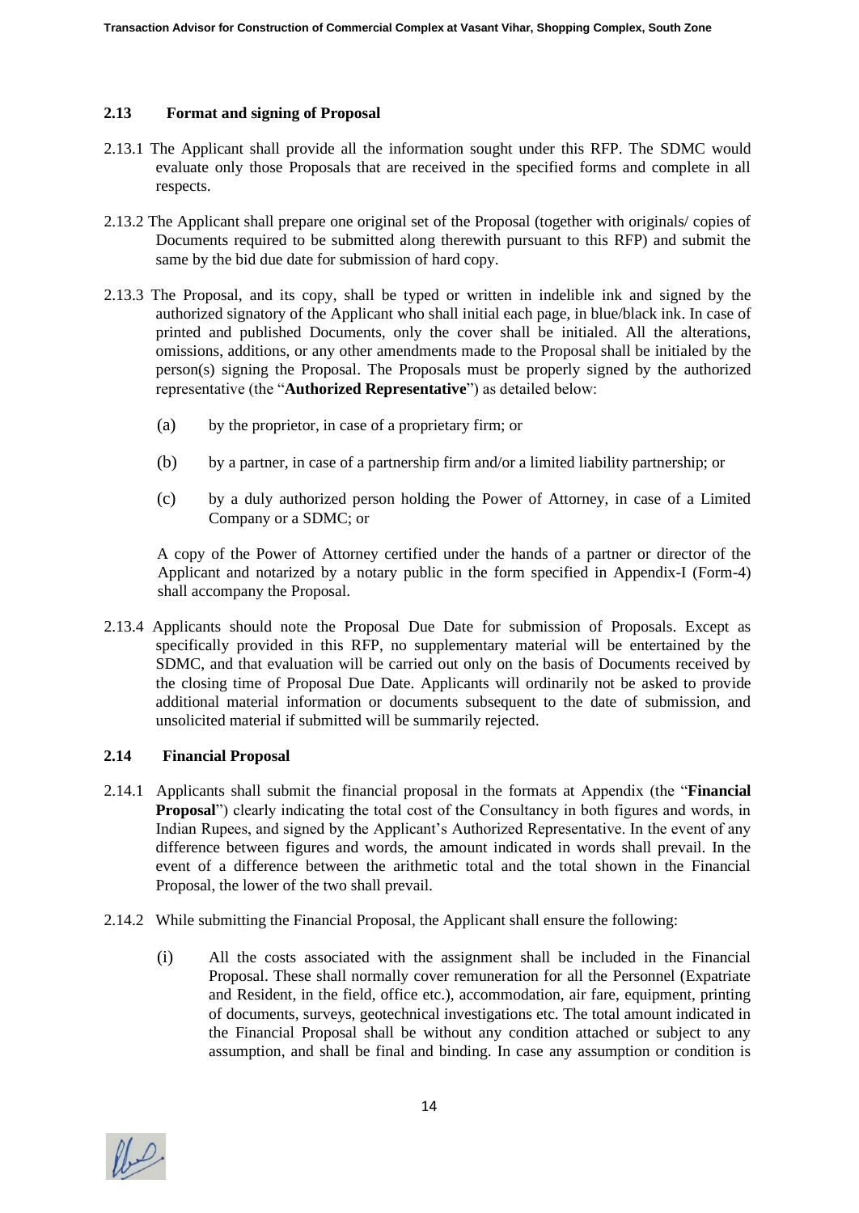### 2.13 Format and signing of Proposal

2.13.1 The Applicant shall provide all the information sought under this RFP. The SDMC would evaluate only those Proposals that are received in the specified forms and complete in all respects.

2.13.2 The Applicant shall prepare one original set of the Proposal (together with originals/ copies of Documents required to be submitted along therewith pursuant to this RFP) and submit the same by the bid due date for submission of hard copy.

2.13.3 The Proposal, and its copy, shall be typed or written in indelible ink and signed by the authorized signatory of the Applicant who shall initial each page, in blue/black ink. In case of printed and published Documents, only the cover shall be initialed. All the alterations, omissions, additions, or any other amendments made to the Proposal shall be initialed by the person(s) signing the Proposal. The Proposals must be properly signed by the authorized representative (the "**Authorized Representative**") as detailed below:

(a) by the proprietor, in case of a proprietary firm; or

(b) by a partner, in case of a partnership firm and/or a limited liability partnership; or

(c) by a duly authorized person holding the Power of Attorney, in case of a Limited Company or a SDMC; or

A copy of the Power of Attorney certified under the hands of a partner or director of the Applicant and notarized by a notary public in the form specified in Appendix-I (Form-4) shall accompany the Proposal.

2.13.4 Applicants should note the Proposal Due Date for submission of Proposals. Except as specifically provided in this RFP, no supplementary material will be entertained by the SDMC, and that evaluation will be carried out only on the basis of Documents received by the closing time of Proposal Due Date. Applicants will ordinarily not be asked to provide additional material information or documents subsequent to the date of submission, and unsolicited material if submitted will be summarily rejected.

### 2.14 Financial Proposal

2.14.1 Applicants shall submit the financial proposal in the formats at Appendix (the "**Financial Proposal**") clearly indicating the total cost of the Consultancy in both figures and words, in Indian Rupees, and signed by the Applicant's Authorized Representative. In the event of any difference between figures and words, the amount indicated in words shall prevail. In the event of a difference between the arithmetic total and the total shown in the Financial Proposal, the lower of the two shall prevail.

2.14.2 While submitting the Financial Proposal, the Applicant shall ensure the following:

(i) All the costs associated with the assignment shall be included in the Financial Proposal. These shall normally cover remuneration for all the Personnel (Expatriate and Resident, in the field, office etc.), accommodation, air fare, equipment, printing of documents, surveys, geotechnical investigations etc. The total amount indicated in the Financial Proposal shall be without any condition attached or subject to any assumption, and shall be final and binding. In case any assumption or condition is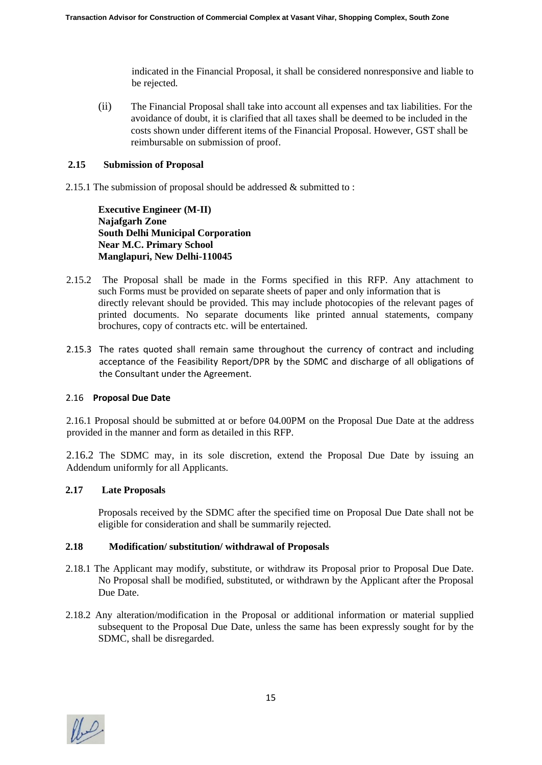indicated in the Financial Proposal, it shall be considered nonresponsive and liable to be rejected.

(ii) The Financial Proposal shall take into account all expenses and tax liabilities. For the avoidance of doubt, it is clarified that all taxes shall be deemed to be included in the costs shown under different items of the Financial Proposal. However, GST shall be reimbursable on submission of proof.

**2.15 Submission of Proposal**

2.15.1 The submission of proposal should be addressed & submitted to :

**Executive Engineer (M-II)**
**Najafgarh Zone**
**South Delhi Municipal Corporation**
**Near M.C. Primary School**
**Manglapuri, New Delhi-110045**

2.15.2 The Proposal shall be made in the Forms specified in this RFP. Any attachment to such Forms must be provided on separate sheets of paper and only information that is directly relevant should be provided. This may include photocopies of the relevant pages of printed documents. No separate documents like printed annual statements, company brochures, copy of contracts etc. will be entertained.

2.15.3 The rates quoted shall remain same throughout the currency of contract and including acceptance of the Feasibility Report/DPR by the SDMC and discharge of all obligations of the Consultant under the Agreement.

2.16 **Proposal Due Date**

2.16.1 Proposal should be submitted at or before 04.00PM on the Proposal Due Date at the address provided in the manner and form as detailed in this RFP.

2.16.2 The SDMC may, in its sole discretion, extend the Proposal Due Date by issuing an Addendum uniformly for all Applicants.

**2.17 Late Proposals**

Proposals received by the SDMC after the specified time on Proposal Due Date shall not be eligible for consideration and shall be summarily rejected.

**2.18 Modification/ substitution/ withdrawal of Proposals**

2.18.1 The Applicant may modify, substitute, or withdraw its Proposal prior to Proposal Due Date. No Proposal shall be modified, substituted, or withdrawn by the Applicant after the Proposal Due Date.

2.18.2 Any alteration/modification in the Proposal or additional information or material supplied subsequent to the Proposal Due Date, unless the same has been expressly sought for by the SDMC, shall be disregarded.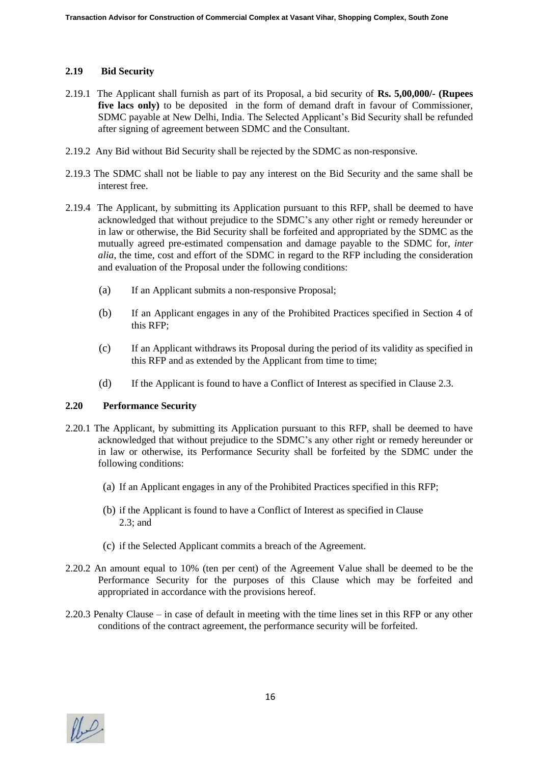## 2.19 Bid Security

2.19.1 The Applicant shall furnish as part of its Proposal, a bid security of **Rs. 5,00,000/- (Rupees five lacs only)** to be deposited in the form of demand draft in favour of Commissioner, SDMC payable at New Delhi, India. The Selected Applicant's Bid Security shall be refunded after signing of agreement between SDMC and the Consultant.

2.19.2 Any Bid without Bid Security shall be rejected by the SDMC as non-responsive.

2.19.3 The SDMC shall not be liable to pay any interest on the Bid Security and the same shall be interest free.

2.19.4 The Applicant, by submitting its Application pursuant to this RFP, shall be deemed to have acknowledged that without prejudice to the SDMC's any other right or remedy hereunder or in law or otherwise, the Bid Security shall be forfeited and appropriated by the SDMC as the mutually agreed pre-estimated compensation and damage payable to the SDMC for, *inter alia*, the time, cost and effort of the SDMC in regard to the RFP including the consideration and evaluation of the Proposal under the following conditions:

(a) If an Applicant submits a non-responsive Proposal;

(b) If an Applicant engages in any of the Prohibited Practices specified in Section 4 of this RFP;

(c) If an Applicant withdraws its Proposal during the period of its validity as specified in this RFP and as extended by the Applicant from time to time;

(d) If the Applicant is found to have a Conflict of Interest as specified in Clause 2.3.

## 2.20 Performance Security

2.20.1 The Applicant, by submitting its Application pursuant to this RFP, shall be deemed to have acknowledged that without prejudice to the SDMC's any other right or remedy hereunder or in law or otherwise, its Performance Security shall be forfeited by the SDMC under the following conditions:

(a) If an Applicant engages in any of the Prohibited Practices specified in this RFP;

(b) if the Applicant is found to have a Conflict of Interest as specified in Clause 2.3; and

(c) if the Selected Applicant commits a breach of the Agreement.

2.20.2 An amount equal to 10% (ten per cent) of the Agreement Value shall be deemed to be the Performance Security for the purposes of this Clause which may be forfeited and appropriated in accordance with the provisions hereof.

2.20.3 Penalty Clause – in case of default in meeting with the time lines set in this RFP or any other conditions of the contract agreement, the performance security will be forfeited.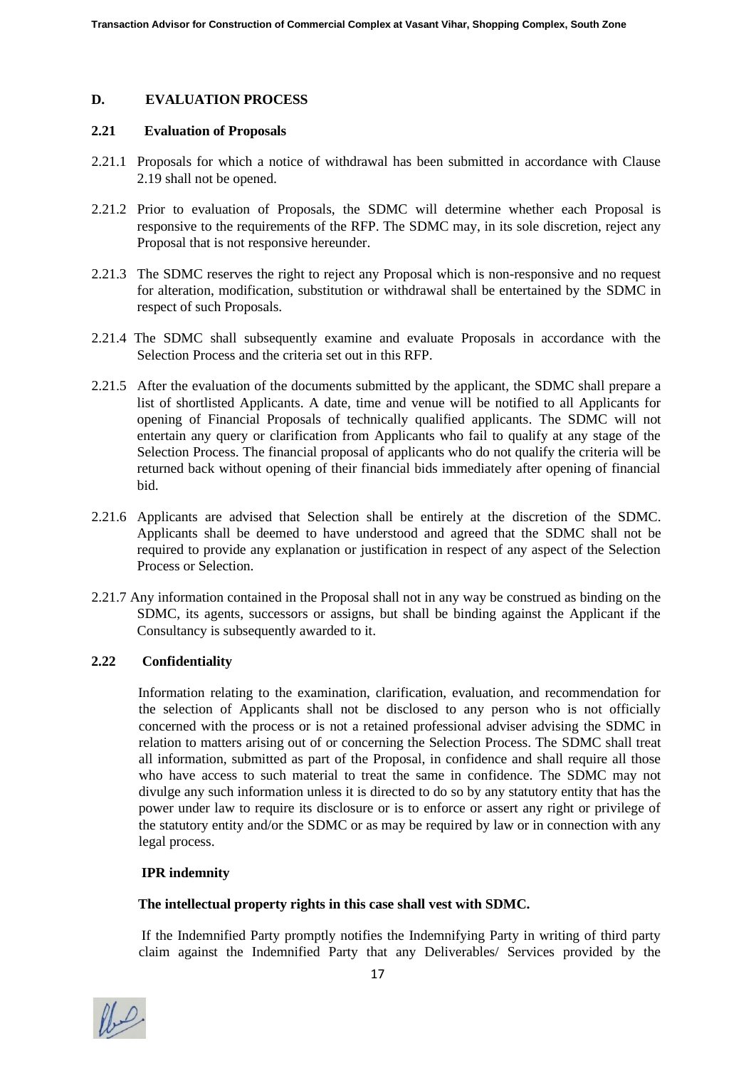## D. EVALUATION PROCESS

### 2.21 Evaluation of Proposals

2.21.1 Proposals for which a notice of withdrawal has been submitted in accordance with Clause 2.19 shall not be opened.

2.21.2 Prior to evaluation of Proposals, the SDMC will determine whether each Proposal is responsive to the requirements of the RFP. The SDMC may, in its sole discretion, reject any Proposal that is not responsive hereunder.

2.21.3 The SDMC reserves the right to reject any Proposal which is non-responsive and no request for alteration, modification, substitution or withdrawal shall be entertained by the SDMC in respect of such Proposals.

2.21.4 The SDMC shall subsequently examine and evaluate Proposals in accordance with the Selection Process and the criteria set out in this RFP.

2.21.5 After the evaluation of the documents submitted by the applicant, the SDMC shall prepare a list of shortlisted Applicants. A date, time and venue will be notified to all Applicants for opening of Financial Proposals of technically qualified applicants. The SDMC will not entertain any query or clarification from Applicants who fail to qualify at any stage of the Selection Process. The financial proposal of applicants who do not qualify the criteria will be returned back without opening of their financial bids immediately after opening of financial bid.

2.21.6 Applicants are advised that Selection shall be entirely at the discretion of the SDMC. Applicants shall be deemed to have understood and agreed that the SDMC shall not be required to provide any explanation or justification in respect of any aspect of the Selection Process or Selection.

2.21.7 Any information contained in the Proposal shall not in any way be construed as binding on the SDMC, its agents, successors or assigns, but shall be binding against the Applicant if the Consultancy is subsequently awarded to it.

### 2.22 Confidentiality

Information relating to the examination, clarification, evaluation, and recommendation for the selection of Applicants shall not be disclosed to any person who is not officially concerned with the process or is not a retained professional adviser advising the SDMC in relation to matters arising out of or concerning the Selection Process. The SDMC shall treat all information, submitted as part of the Proposal, in confidence and shall require all those who have access to such material to treat the same in confidence. The SDMC may not divulge any such information unless it is directed to do so by any statutory entity that has the power under law to require its disclosure or is to enforce or assert any right or privilege of the statutory entity and/or the SDMC or as may be required by law or in connection with any legal process.

**IPR indemnity**

**The intellectual property rights in this case shall vest with SDMC.**

If the Indemnified Party promptly notifies the Indemnifying Party in writing of third party claim against the Indemnified Party that any Deliverables/ Services provided by the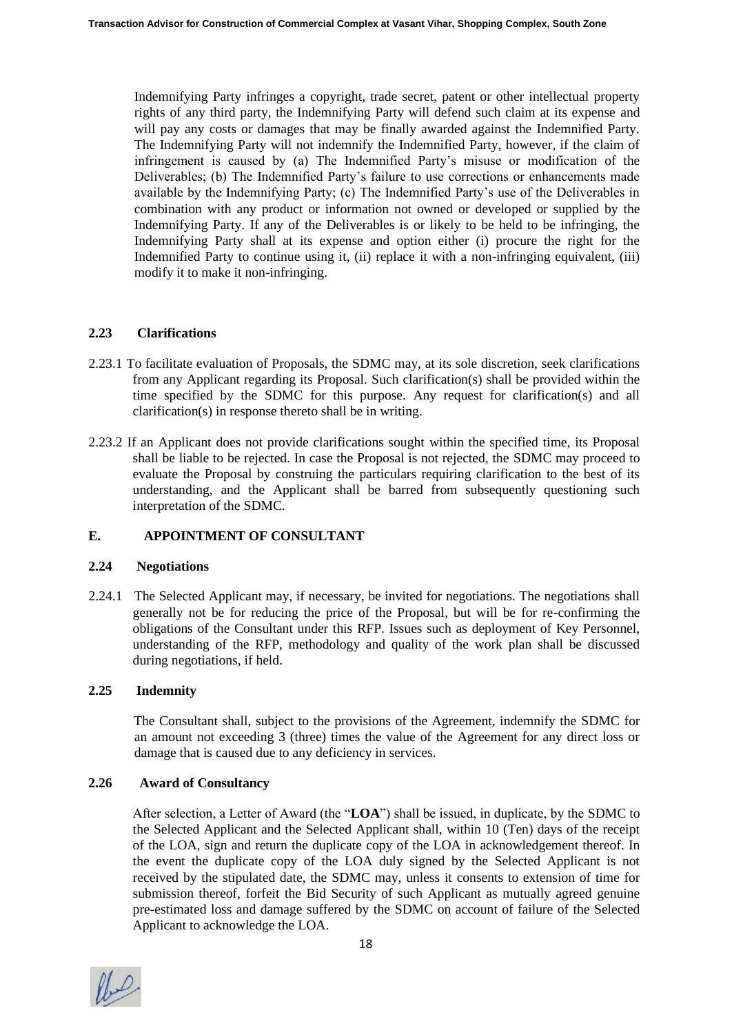Indemnifying Party infringes a copyright, trade secret, patent or other intellectual property rights of any third party, the Indemnifying Party will defend such claim at its expense and will pay any costs or damages that may be finally awarded against the Indemnified Party. The Indemnifying Party will not indemnify the Indemnified Party, however, if the claim of infringement is caused by (a) The Indemnified Party's misuse or modification of the Deliverables; (b) The Indemnified Party's failure to use corrections or enhancements made available by the Indemnifying Party; (c) The Indemnified Party's use of the Deliverables in combination with any product or information not owned or developed or supplied by the Indemnifying Party. If any of the Deliverables is or likely to be held to be infringing, the Indemnifying Party shall at its expense and option either (i) procure the right for the Indemnified Party to continue using it, (ii) replace it with a non-infringing equivalent, (iii) modify it to make it non-infringing.

### 2.23 Clarifications

2.23.1 To facilitate evaluation of Proposals, the SDMC may, at its sole discretion, seek clarifications from any Applicant regarding its Proposal. Such clarification(s) shall be provided within the time specified by the SDMC for this purpose. Any request for clarification(s) and all clarification(s) in response thereto shall be in writing.

2.23.2 If an Applicant does not provide clarifications sought within the specified time, its Proposal shall be liable to be rejected. In case the Proposal is not rejected, the SDMC may proceed to evaluate the Proposal by construing the particulars requiring clarification to the best of its understanding, and the Applicant shall be barred from subsequently questioning such interpretation of the SDMC.

## E. APPOINTMENT OF CONSULTANT

### 2.24 Negotiations

2.24.1 The Selected Applicant may, if necessary, be invited for negotiations. The negotiations shall generally not be for reducing the price of the Proposal, but will be for re-confirming the obligations of the Consultant under this RFP. Issues such as deployment of Key Personnel, understanding of the RFP, methodology and quality of the work plan shall be discussed during negotiations, if held.

### 2.25 Indemnity

The Consultant shall, subject to the provisions of the Agreement, indemnify the SDMC for an amount not exceeding 3 (three) times the value of the Agreement for any direct loss or damage that is caused due to any deficiency in services.

### 2.26 Award of Consultancy

After selection, a Letter of Award (the "**LOA**") shall be issued, in duplicate, by the SDMC to the Selected Applicant and the Selected Applicant shall, within 10 (Ten) days of the receipt of the LOA, sign and return the duplicate copy of the LOA in acknowledgement thereof. In the event the duplicate copy of the LOA duly signed by the Selected Applicant is not received by the stipulated date, the SDMC may, unless it consents to extension of time for submission thereof, forfeit the Bid Security of such Applicant as mutually agreed genuine pre-estimated loss and damage suffered by the SDMC on account of failure of the Selected Applicant to acknowledge the LOA.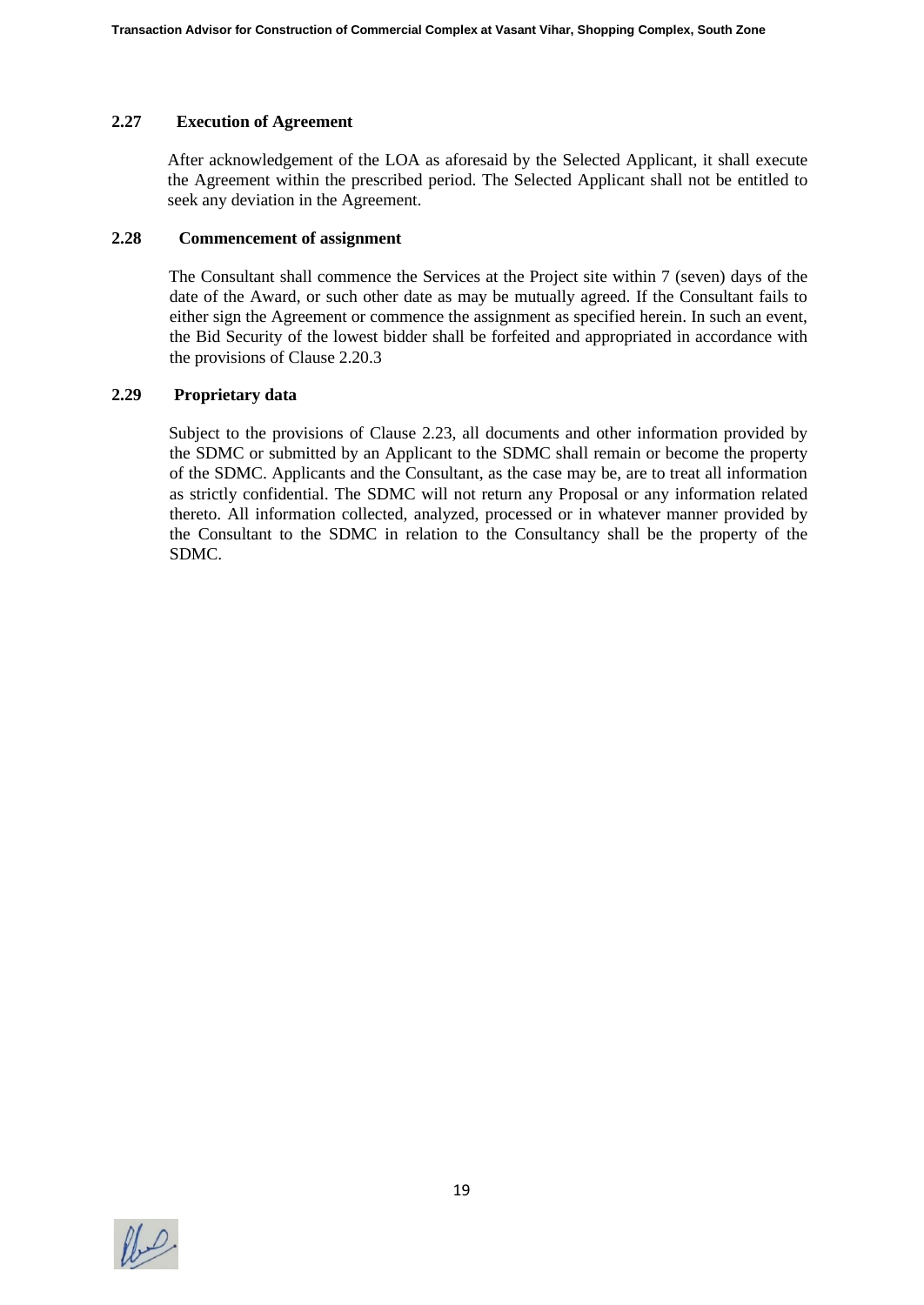### 2.27 Execution of Agreement

After acknowledgement of the LOA as aforesaid by the Selected Applicant, it shall execute the Agreement within the prescribed period. The Selected Applicant shall not be entitled to seek any deviation in the Agreement.

### 2.28 Commencement of assignment

The Consultant shall commence the Services at the Project site within 7 (seven) days of the date of the Award, or such other date as may be mutually agreed. If the Consultant fails to either sign the Agreement or commence the assignment as specified herein. In such an event, the Bid Security of the lowest bidder shall be forfeited and appropriated in accordance with the provisions of Clause 2.20.3

### 2.29 Proprietary data

Subject to the provisions of Clause 2.23, all documents and other information provided by the SDMC or submitted by an Applicant to the SDMC shall remain or become the property of the SDMC. Applicants and the Consultant, as the case may be, are to treat all information as strictly confidential. The SDMC will not return any Proposal or any information related thereto. All information collected, analyzed, processed or in whatever manner provided by the Consultant to the SDMC in relation to the Consultancy shall be the property of the SDMC.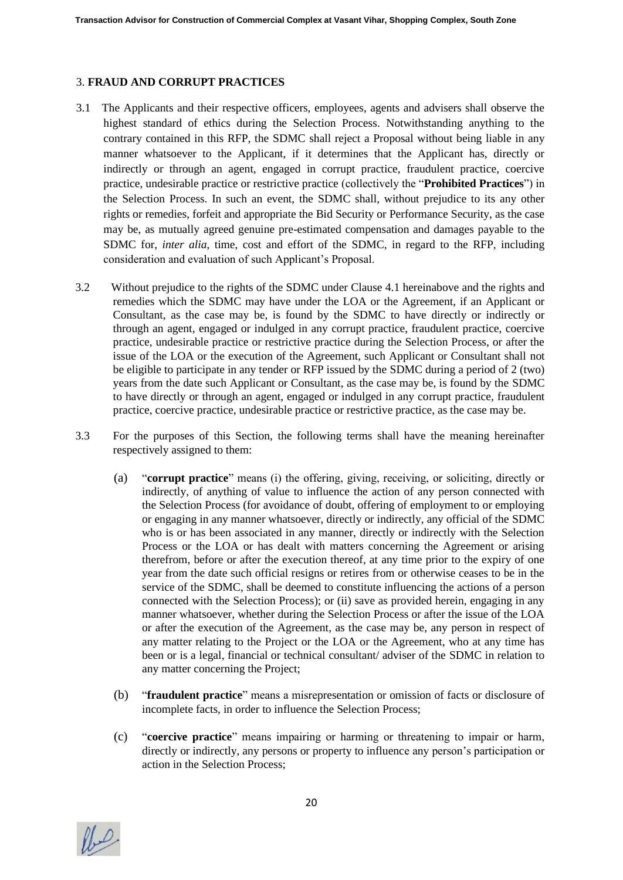## 3. FRAUD AND CORRUPT PRACTICES

3.1 The Applicants and their respective officers, employees, agents and advisers shall observe the highest standard of ethics during the Selection Process. Notwithstanding anything to the contrary contained in this RFP, the SDMC shall reject a Proposal without being liable in any manner whatsoever to the Applicant, if it determines that the Applicant has, directly or indirectly or through an agent, engaged in corrupt practice, fraudulent practice, coercive practice, undesirable practice or restrictive practice (collectively the "**Prohibited Practices**") in the Selection Process. In such an event, the SDMC shall, without prejudice to its any other rights or remedies, forfeit and appropriate the Bid Security or Performance Security, as the case may be, as mutually agreed genuine pre-estimated compensation and damages payable to the SDMC for, *inter alia*, time, cost and effort of the SDMC, in regard to the RFP, including consideration and evaluation of such Applicant's Proposal.

3.2 Without prejudice to the rights of the SDMC under Clause 4.1 hereinabove and the rights and remedies which the SDMC may have under the LOA or the Agreement, if an Applicant or Consultant, as the case may be, is found by the SDMC to have directly or indirectly or through an agent, engaged or indulged in any corrupt practice, fraudulent practice, coercive practice, undesirable practice or restrictive practice during the Selection Process, or after the issue of the LOA or the execution of the Agreement, such Applicant or Consultant shall not be eligible to participate in any tender or RFP issued by the SDMC during a period of 2 (two) years from the date such Applicant or Consultant, as the case may be, is found by the SDMC to have directly or through an agent, engaged or indulged in any corrupt practice, fraudulent practice, coercive practice, undesirable practice or restrictive practice, as the case may be.

3.3 For the purposes of this Section, the following terms shall have the meaning hereinafter respectively assigned to them:

(a) "**corrupt practice**" means (i) the offering, giving, receiving, or soliciting, directly or indirectly, of anything of value to influence the action of any person connected with the Selection Process (for avoidance of doubt, offering of employment to or employing or engaging in any manner whatsoever, directly or indirectly, any official of the SDMC who is or has been associated in any manner, directly or indirectly with the Selection Process or the LOA or has dealt with matters concerning the Agreement or arising therefrom, before or after the execution thereof, at any time prior to the expiry of one year from the date such official resigns or retires from or otherwise ceases to be in the service of the SDMC, shall be deemed to constitute influencing the actions of a person connected with the Selection Process); or (ii) save as provided herein, engaging in any manner whatsoever, whether during the Selection Process or after the issue of the LOA or after the execution of the Agreement, as the case may be, any person in respect of any matter relating to the Project or the LOA or the Agreement, who at any time has been or is a legal, financial or technical consultant/ adviser of the SDMC in relation to any matter concerning the Project;

(b) "**fraudulent practice**" means a misrepresentation or omission of facts or disclosure of incomplete facts, in order to influence the Selection Process;

(c) "**coercive practice**" means impairing or harming or threatening to impair or harm, directly or indirectly, any persons or property to influence any person's participation or action in the Selection Process;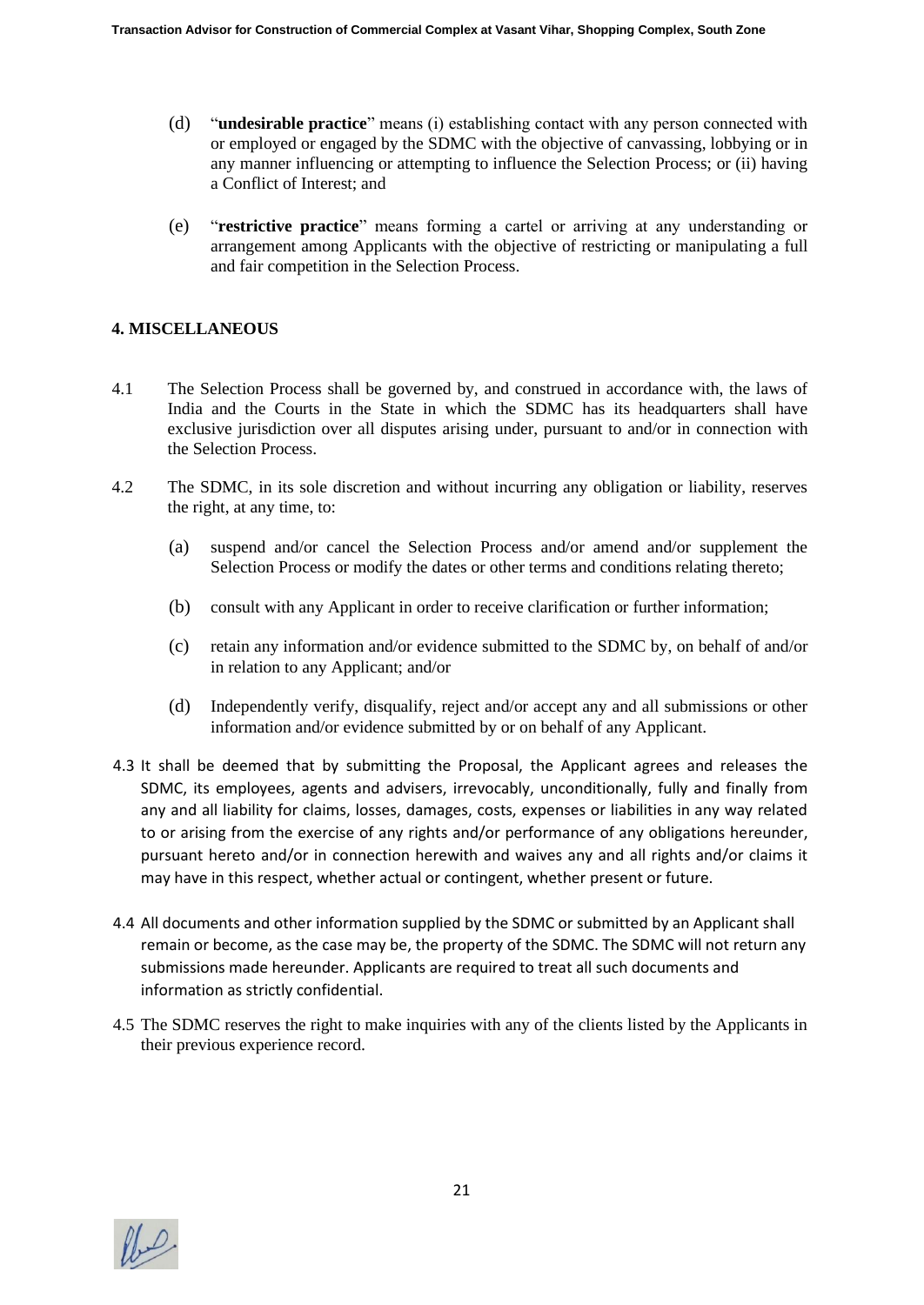(d) "**undesirable practice**" means (i) establishing contact with any person connected with or employed or engaged by the SDMC with the objective of canvassing, lobbying or in any manner influencing or attempting to influence the Selection Process; or (ii) having a Conflict of Interest; and

(e) "**restrictive practice**" means forming a cartel or arriving at any understanding or arrangement among Applicants with the objective of restricting or manipulating a full and fair competition in the Selection Process.

## 4. MISCELLANEOUS

4.1 The Selection Process shall be governed by, and construed in accordance with, the laws of India and the Courts in the State in which the SDMC has its headquarters shall have exclusive jurisdiction over all disputes arising under, pursuant to and/or in connection with the Selection Process.

4.2 The SDMC, in its sole discretion and without incurring any obligation or liability, reserves the right, at any time, to:

(a) suspend and/or cancel the Selection Process and/or amend and/or supplement the Selection Process or modify the dates or other terms and conditions relating thereto;

(b) consult with any Applicant in order to receive clarification or further information;

(c) retain any information and/or evidence submitted to the SDMC by, on behalf of and/or in relation to any Applicant; and/or

(d) Independently verify, disqualify, reject and/or accept any and all submissions or other information and/or evidence submitted by or on behalf of any Applicant.

4.3 It shall be deemed that by submitting the Proposal, the Applicant agrees and releases the SDMC, its employees, agents and advisers, irrevocably, unconditionally, fully and finally from any and all liability for claims, losses, damages, costs, expenses or liabilities in any way related to or arising from the exercise of any rights and/or performance of any obligations hereunder, pursuant hereto and/or in connection herewith and waives any and all rights and/or claims it may have in this respect, whether actual or contingent, whether present or future.

4.4 All documents and other information supplied by the SDMC or submitted by an Applicant shall remain or become, as the case may be, the property of the SDMC. The SDMC will not return any submissions made hereunder. Applicants are required to treat all such documents and information as strictly confidential.

4.5 The SDMC reserves the right to make inquiries with any of the clients listed by the Applicants in their previous experience record.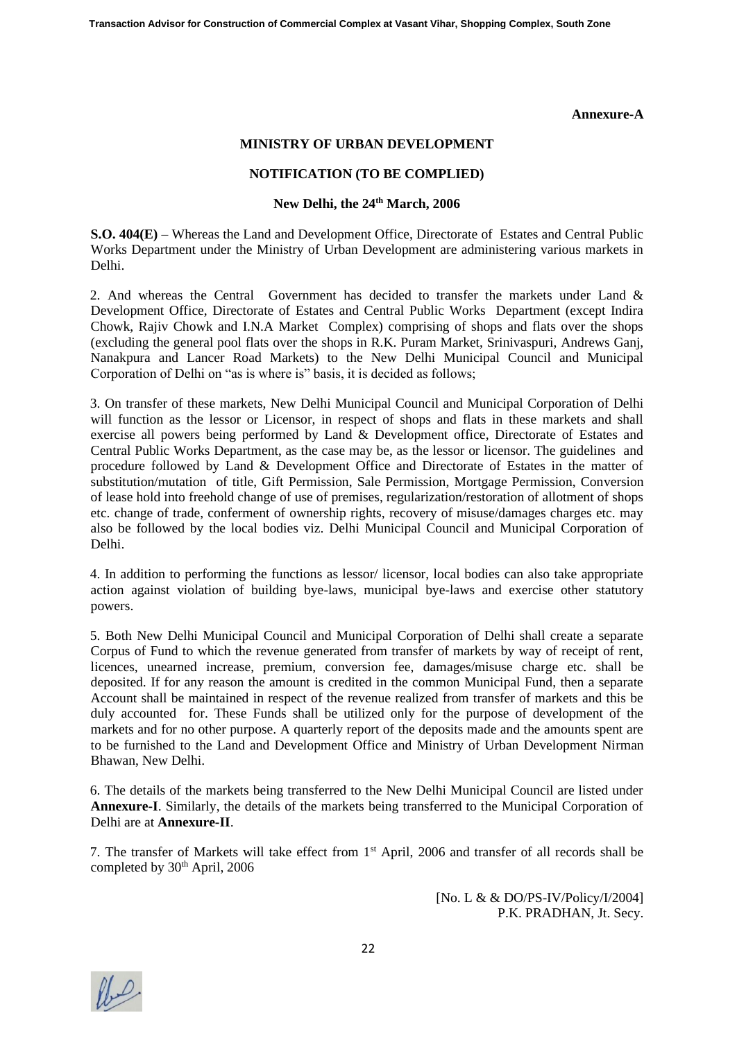**Annexure-A**

**MINISTRY OF URBAN DEVELOPMENT**

**NOTIFICATION (TO BE COMPLIED)**

**New Delhi, the 24th March, 2006**

**S.O. 404(E)** – Whereas the Land and Development Office, Directorate of Estates and Central Public Works Department under the Ministry of Urban Development are administering various markets in Delhi.

2. And whereas the Central Government has decided to transfer the markets under Land & Development Office, Directorate of Estates and Central Public Works Department (except Indira Chowk, Rajiv Chowk and I.N.A Market Complex) comprising of shops and flats over the shops (excluding the general pool flats over the shops in R.K. Puram Market, Srinivaspuri, Andrews Ganj, Nanakpura and Lancer Road Markets) to the New Delhi Municipal Council and Municipal Corporation of Delhi on "as is where is" basis, it is decided as follows;

3. On transfer of these markets, New Delhi Municipal Council and Municipal Corporation of Delhi will function as the lessor or Licensor, in respect of shops and flats in these markets and shall exercise all powers being performed by Land & Development office, Directorate of Estates and Central Public Works Department, as the case may be, as the lessor or licensor. The guidelines and procedure followed by Land & Development Office and Directorate of Estates in the matter of substitution/mutation of title, Gift Permission, Sale Permission, Mortgage Permission, Conversion of lease hold into freehold change of use of premises, regularization/restoration of allotment of shops etc. change of trade, conferment of ownership rights, recovery of misuse/damages charges etc. may also be followed by the local bodies viz. Delhi Municipal Council and Municipal Corporation of Delhi.

4. In addition to performing the functions as lessor/ licensor, local bodies can also take appropriate action against violation of building bye-laws, municipal bye-laws and exercise other statutory powers.

5. Both New Delhi Municipal Council and Municipal Corporation of Delhi shall create a separate Corpus of Fund to which the revenue generated from transfer of markets by way of receipt of rent, licences, unearned increase, premium, conversion fee, damages/misuse charge etc. shall be deposited. If for any reason the amount is credited in the common Municipal Fund, then a separate Account shall be maintained in respect of the revenue realized from transfer of markets and this be duly accounted for. These Funds shall be utilized only for the purpose of development of the markets and for no other purpose. A quarterly report of the deposits made and the amounts spent are to be furnished to the Land and Development Office and Ministry of Urban Development Nirman Bhawan, New Delhi.

6. The details of the markets being transferred to the New Delhi Municipal Council are listed under **Annexure-I**. Similarly, the details of the markets being transferred to the Municipal Corporation of Delhi are at **Annexure-II**.

7. The transfer of Markets will take effect from 1st April, 2006 and transfer of all records shall be completed by 30th April, 2006

[No. L & & DO/PS-IV/Policy/I/2004]
P.K. PRADHAN, Jt. Secy.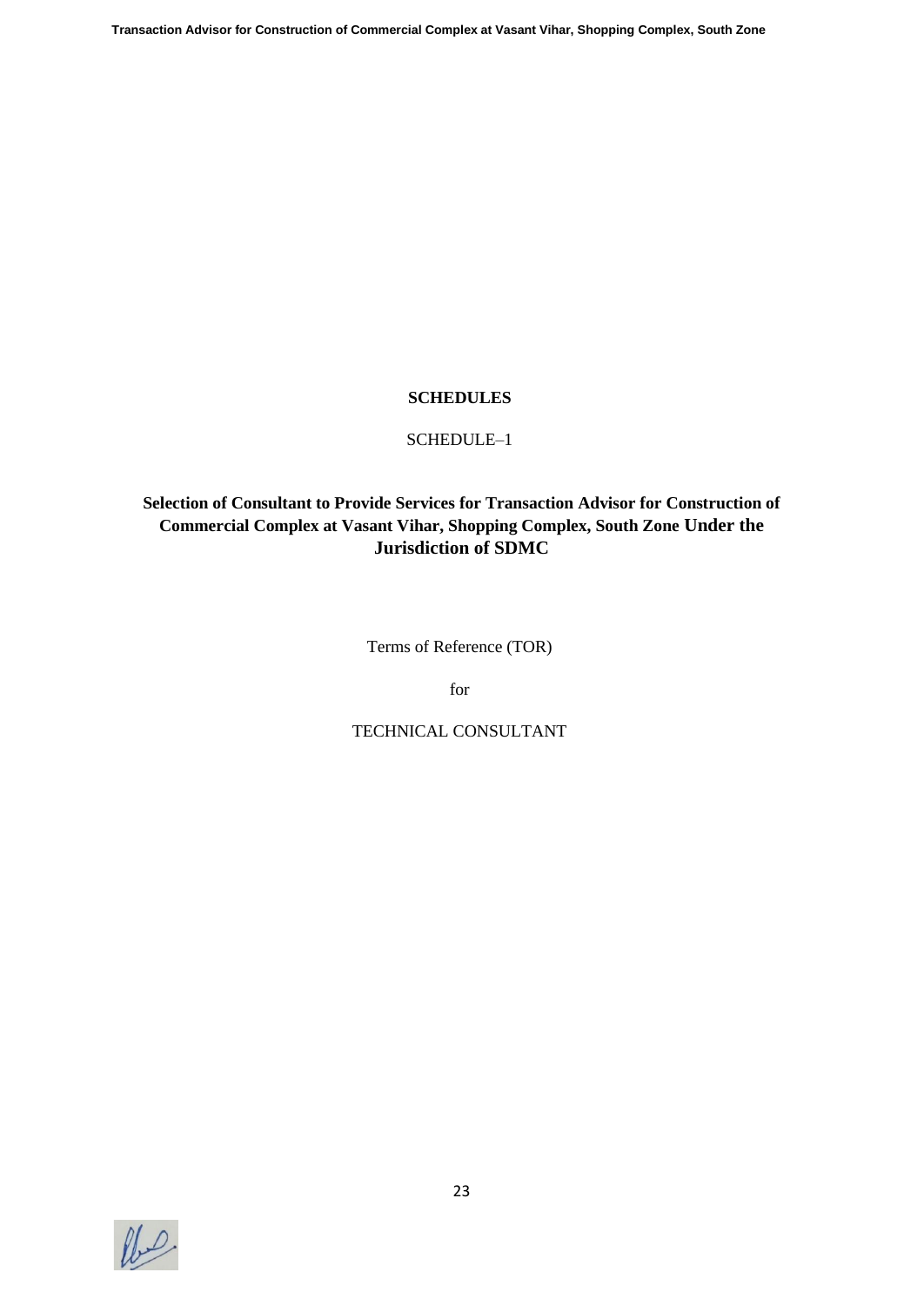# SCHEDULES

SCHEDULE–1

**Selection of Consultant to Provide Services for Transaction Advisor for Construction of Commercial Complex at Vasant Vihar, Shopping Complex, South Zone Under the Jurisdiction of SDMC**

Terms of Reference (TOR)

for

TECHNICAL CONSULTANT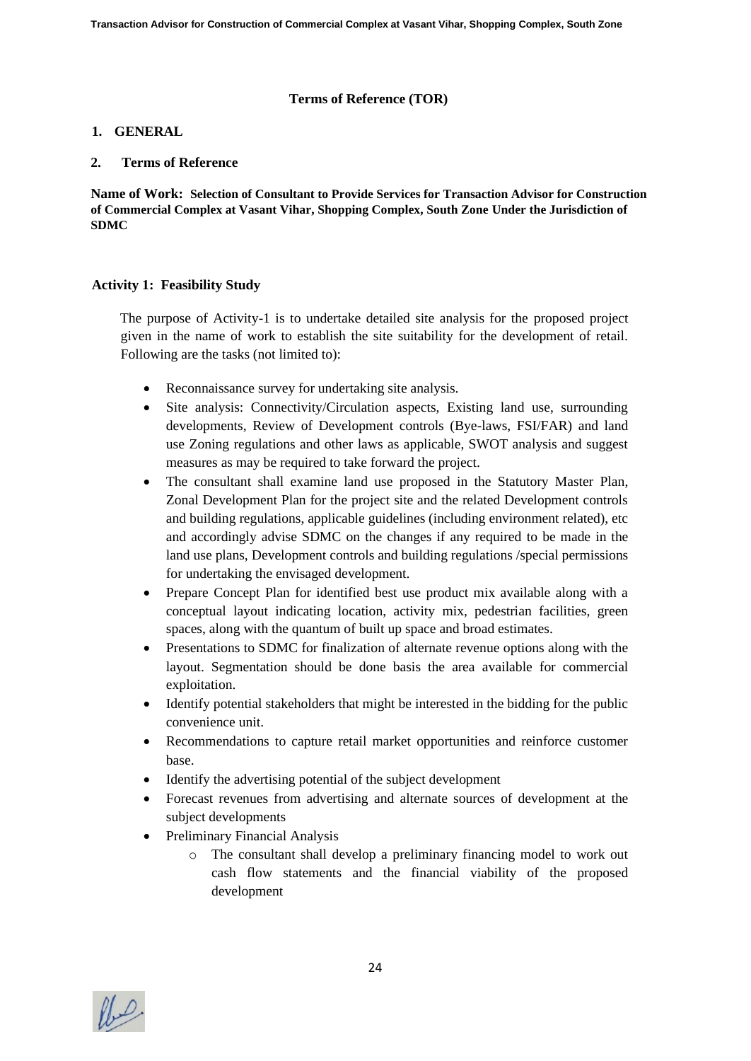## Terms of Reference (TOR)

### 1. GENERAL

### 2. Terms of Reference

**Name of Work: Selection of Consultant to Provide Services for Transaction Advisor for Construction of Commercial Complex at Vasant Vihar, Shopping Complex, South Zone Under the Jurisdiction of SDMC**

### Activity 1: Feasibility Study

The purpose of Activity-1 is to undertake detailed site analysis for the proposed project given in the name of work to establish the site suitability for the development of retail. Following are the tasks (not limited to):

- Reconnaissance survey for undertaking site analysis.
- Site analysis: Connectivity/Circulation aspects, Existing land use, surrounding developments, Review of Development controls (Bye-laws, FSI/FAR) and land use Zoning regulations and other laws as applicable, SWOT analysis and suggest measures as may be required to take forward the project.
- The consultant shall examine land use proposed in the Statutory Master Plan, Zonal Development Plan for the project site and the related Development controls and building regulations, applicable guidelines (including environment related), etc and accordingly advise SDMC on the changes if any required to be made in the land use plans, Development controls and building regulations /special permissions for undertaking the envisaged development.
- Prepare Concept Plan for identified best use product mix available along with a conceptual layout indicating location, activity mix, pedestrian facilities, green spaces, along with the quantum of built up space and broad estimates.
- Presentations to SDMC for finalization of alternate revenue options along with the layout. Segmentation should be done basis the area available for commercial exploitation.
- Identify potential stakeholders that might be interested in the bidding for the public convenience unit.
- Recommendations to capture retail market opportunities and reinforce customer base.
- Identify the advertising potential of the subject development
- Forecast revenues from advertising and alternate sources of development at the subject developments
- Preliminary Financial Analysis
  - The consultant shall develop a preliminary financing model to work out cash flow statements and the financial viability of the proposed development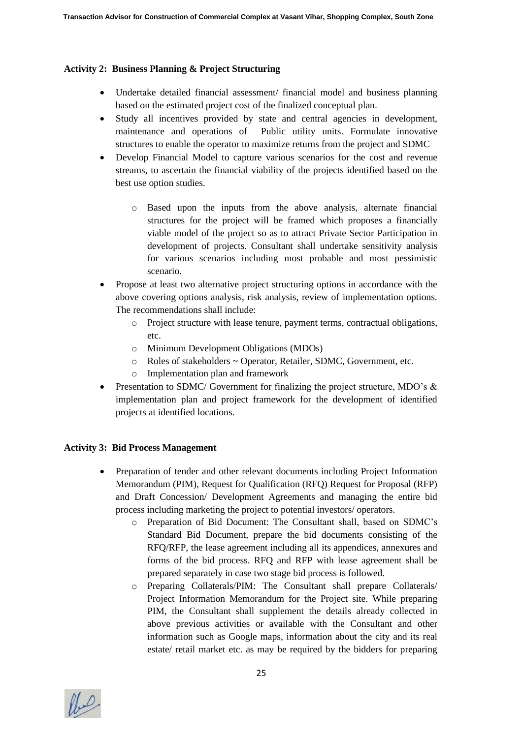**Activity 2: Business Planning & Project Structuring**

- Undertake detailed financial assessment/ financial model and business planning based on the estimated project cost of the finalized conceptual plan.
- Study all incentives provided by state and central agencies in development, maintenance and operations of Public utility units. Formulate innovative structures to enable the operator to maximize returns from the project and SDMC
- Develop Financial Model to capture various scenarios for the cost and revenue streams, to ascertain the financial viability of the projects identified based on the best use option studies.
  - Based upon the inputs from the above analysis, alternate financial structures for the project will be framed which proposes a financially viable model of the project so as to attract Private Sector Participation in development of projects. Consultant shall undertake sensitivity analysis for various scenarios including most probable and most pessimistic scenario.
- Propose at least two alternative project structuring options in accordance with the above covering options analysis, risk analysis, review of implementation options. The recommendations shall include:
  - Project structure with lease tenure, payment terms, contractual obligations, etc.
  - Minimum Development Obligations (MDOs)
  - Roles of stakeholders ~ Operator, Retailer, SDMC, Government, etc.
  - Implementation plan and framework
- Presentation to SDMC/ Government for finalizing the project structure, MDO's & implementation plan and project framework for the development of identified projects at identified locations.

**Activity 3: Bid Process Management**

- Preparation of tender and other relevant documents including Project Information Memorandum (PIM), Request for Qualification (RFQ) Request for Proposal (RFP) and Draft Concession/ Development Agreements and managing the entire bid process including marketing the project to potential investors/ operators.
  - Preparation of Bid Document: The Consultant shall, based on SDMC's Standard Bid Document, prepare the bid documents consisting of the RFQ/RFP, the lease agreement including all its appendices, annexures and forms of the bid process. RFQ and RFP with lease agreement shall be prepared separately in case two stage bid process is followed.
  - Preparing Collaterals/PIM: The Consultant shall prepare Collaterals/ Project Information Memorandum for the Project site. While preparing PIM, the Consultant shall supplement the details already collected in above previous activities or available with the Consultant and other information such as Google maps, information about the city and its real estate/ retail market etc. as may be required by the bidders for preparing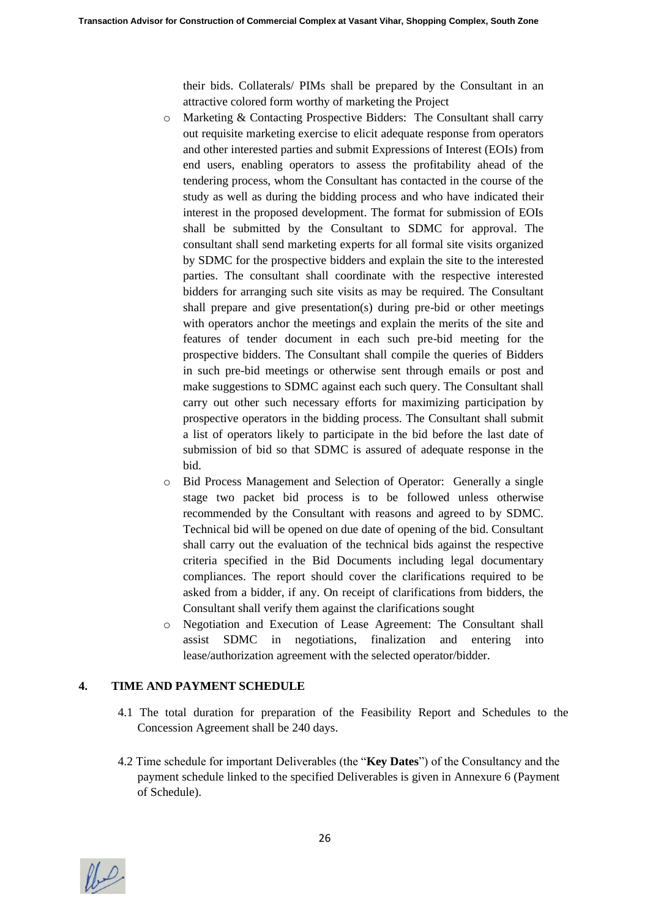their bids. Collaterals/ PIMs shall be prepared by the Consultant in an attractive colored form worthy of marketing the Project

- Marketing & Contacting Prospective Bidders: The Consultant shall carry out requisite marketing exercise to elicit adequate response from operators and other interested parties and submit Expressions of Interest (EOIs) from end users, enabling operators to assess the profitability ahead of the tendering process, whom the Consultant has contacted in the course of the study as well as during the bidding process and who have indicated their interest in the proposed development. The format for submission of EOIs shall be submitted by the Consultant to SDMC for approval. The consultant shall send marketing experts for all formal site visits organized by SDMC for the prospective bidders and explain the site to the interested parties. The consultant shall coordinate with the respective interested bidders for arranging such site visits as may be required. The Consultant shall prepare and give presentation(s) during pre-bid or other meetings with operators anchor the meetings and explain the merits of the site and features of tender document in each such pre-bid meeting for the prospective bidders. The Consultant shall compile the queries of Bidders in such pre-bid meetings or otherwise sent through emails or post and make suggestions to SDMC against each such query. The Consultant shall carry out other such necessary efforts for maximizing participation by prospective operators in the bidding process. The Consultant shall submit a list of operators likely to participate in the bid before the last date of submission of bid so that SDMC is assured of adequate response in the bid.
- Bid Process Management and Selection of Operator: Generally a single stage two packet bid process is to be followed unless otherwise recommended by the Consultant with reasons and agreed to by SDMC. Technical bid will be opened on due date of opening of the bid. Consultant shall carry out the evaluation of the technical bids against the respective criteria specified in the Bid Documents including legal documentary compliances. The report should cover the clarifications required to be asked from a bidder, if any. On receipt of clarifications from bidders, the Consultant shall verify them against the clarifications sought
- Negotiation and Execution of Lease Agreement: The Consultant shall assist SDMC in negotiations, finalization and entering into lease/authorization agreement with the selected operator/bidder.

## 4. TIME AND PAYMENT SCHEDULE

4.1 The total duration for preparation of the Feasibility Report and Schedules to the Concession Agreement shall be 240 days.

4.2 Time schedule for important Deliverables (the "**Key Dates**") of the Consultancy and the payment schedule linked to the specified Deliverables is given in Annexure 6 (Payment of Schedule).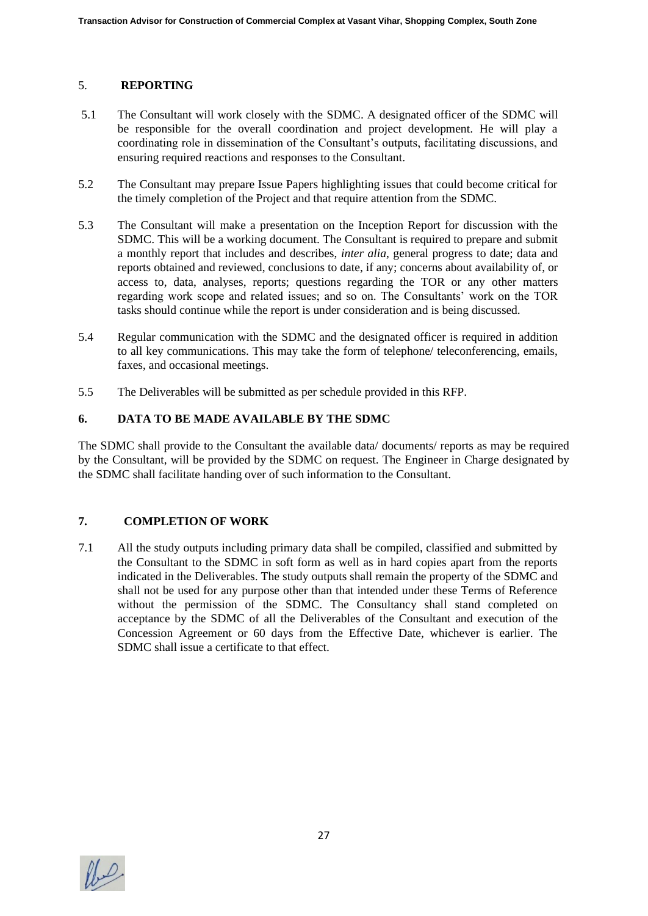## 5. REPORTING

5.1 The Consultant will work closely with the SDMC. A designated officer of the SDMC will be responsible for the overall coordination and project development. He will play a coordinating role in dissemination of the Consultant's outputs, facilitating discussions, and ensuring required reactions and responses to the Consultant.

5.2 The Consultant may prepare Issue Papers highlighting issues that could become critical for the timely completion of the Project and that require attention from the SDMC.

5.3 The Consultant will make a presentation on the Inception Report for discussion with the SDMC. This will be a working document. The Consultant is required to prepare and submit a monthly report that includes and describes, *inter alia*, general progress to date; data and reports obtained and reviewed, conclusions to date, if any; concerns about availability of, or access to, data, analyses, reports; questions regarding the TOR or any other matters regarding work scope and related issues; and so on. The Consultants' work on the TOR tasks should continue while the report is under consideration and is being discussed.

5.4 Regular communication with the SDMC and the designated officer is required in addition to all key communications. This may take the form of telephone/ teleconferencing, emails, faxes, and occasional meetings.

5.5 The Deliverables will be submitted as per schedule provided in this RFP.

## 6. DATA TO BE MADE AVAILABLE BY THE SDMC

The SDMC shall provide to the Consultant the available data/ documents/ reports as may be required by the Consultant, will be provided by the SDMC on request. The Engineer in Charge designated by the SDMC shall facilitate handing over of such information to the Consultant.

## 7. COMPLETION OF WORK

7.1 All the study outputs including primary data shall be compiled, classified and submitted by the Consultant to the SDMC in soft form as well as in hard copies apart from the reports indicated in the Deliverables. The study outputs shall remain the property of the SDMC and shall not be used for any purpose other than that intended under these Terms of Reference without the permission of the SDMC. The Consultancy shall stand completed on acceptance by the SDMC of all the Deliverables of the Consultant and execution of the Concession Agreement or 60 days from the Effective Date, whichever is earlier. The SDMC shall issue a certificate to that effect.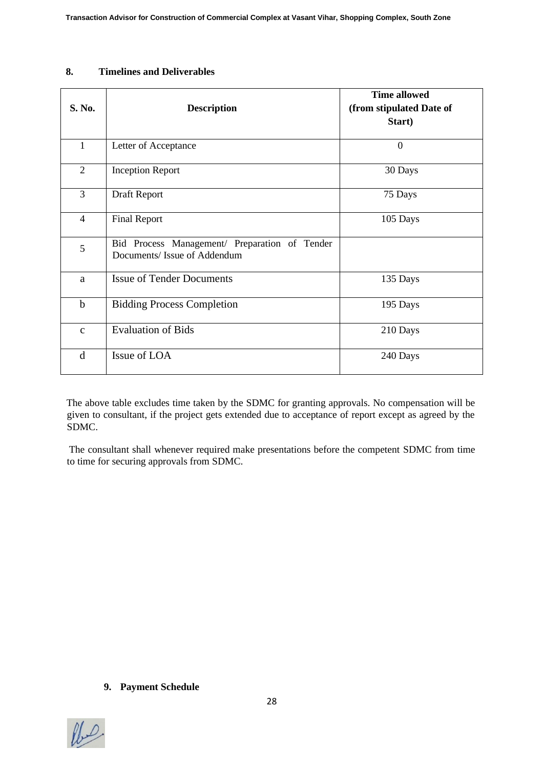## 8. Timelines and Deliverables

| S. No. | Description | Time allowed (from stipulated Date of Start) |
|---|---|---|
| 1 | Letter of Acceptance | 0 |
| 2 | Inception Report | 30 Days |
| 3 | Draft Report | 75 Days |
| 4 | Final Report | 105 Days |
| 5 | Bid Process Management/ Preparation of Tender Documents/ Issue of Addendum | |
| a | Issue of Tender Documents | 135 Days |
| b | Bidding Process Completion | 195 Days |
| c | Evaluation of Bids | 210 Days |
| d | Issue of LOA | 240 Days |

The above table excludes time taken by the SDMC for granting approvals. No compensation will be given to consultant, if the project gets extended due to acceptance of report except as agreed by the SDMC.

The consultant shall whenever required make presentations before the competent SDMC from time to time for securing approvals from SDMC.

## 9. Payment Schedule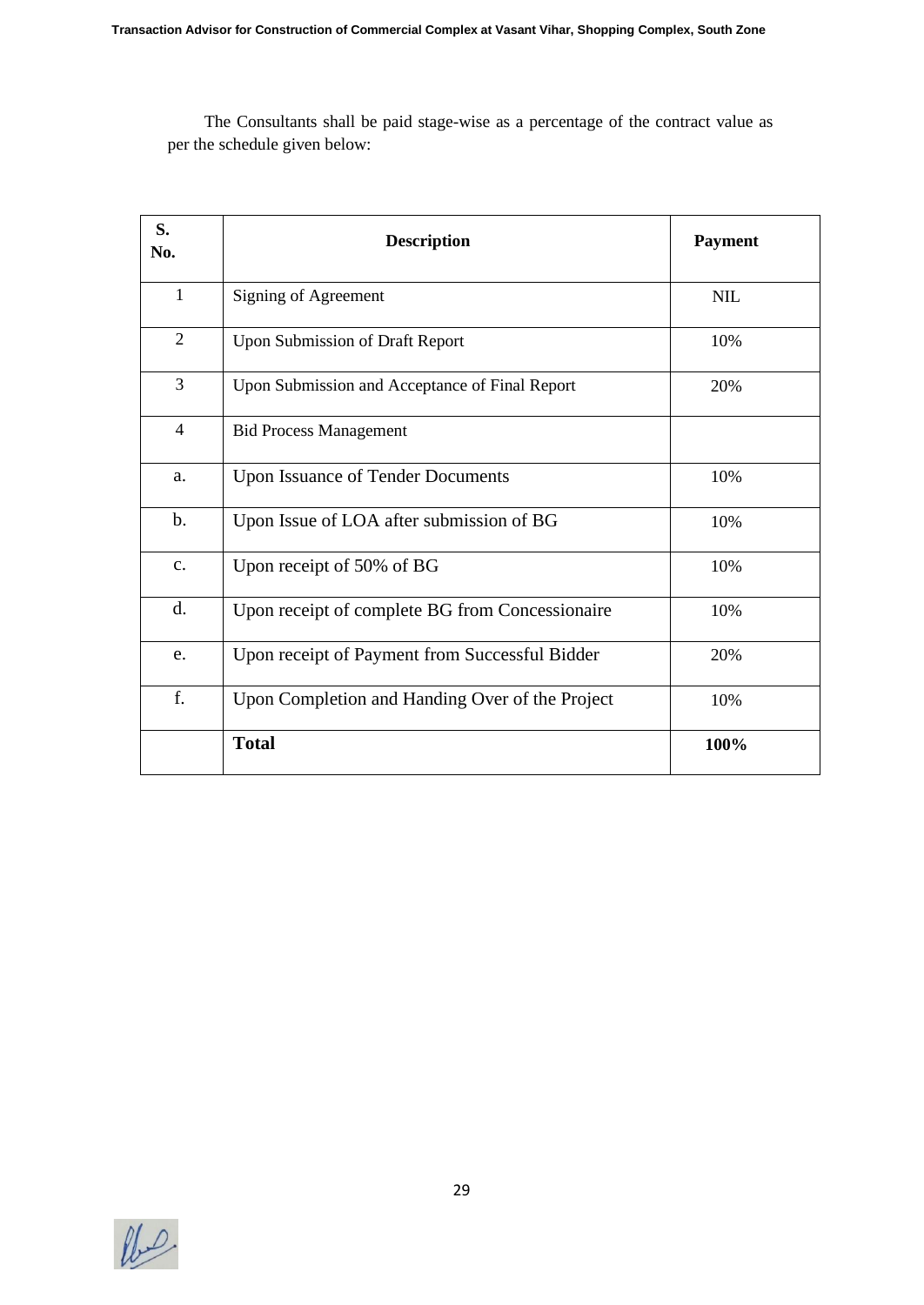The Consultants shall be paid stage-wise as a percentage of the contract value as per the schedule given below:

| S. No. | Description | Payment |
| --- | --- | --- |
| 1 | Signing of Agreement | NIL |
| 2 | Upon Submission of Draft Report | 10% |
| 3 | Upon Submission and Acceptance of Final Report | 20% |
| 4 | Bid Process Management | |
| a. | Upon Issuance of Tender Documents | 10% |
| b. | Upon Issue of LOA after submission of BG | 10% |
| c. | Upon receipt of 50% of BG | 10% |
| d. | Upon receipt of complete BG from Concessionaire | 10% |
| e. | Upon receipt of Payment from Successful Bidder | 20% |
| f. | Upon Completion and Handing Over of the Project | 10% |
| | **Total** | **100%** |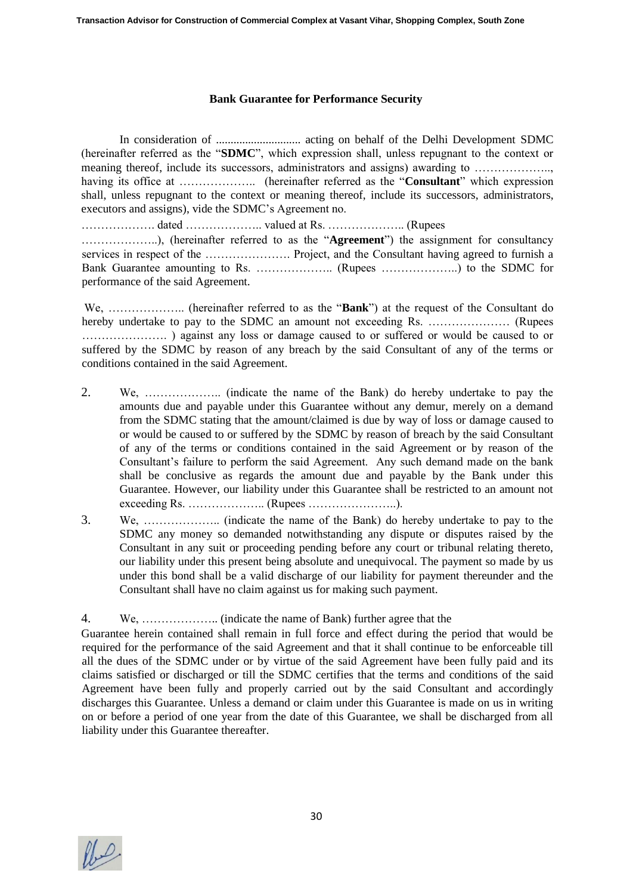**Bank Guarantee for Performance Security**

In consideration of ............................ acting on behalf of the Delhi Development SDMC (hereinafter referred as the "**SDMC**", which expression shall, unless repugnant to the context or meaning thereof, include its successors, administrators and assigns) awarding to ……………….., having its office at ……………….. (hereinafter referred as the "**Consultant**" which expression shall, unless repugnant to the context or meaning thereof, include its successors, administrators, executors and assigns), vide the SDMC's Agreement no.

………………. dated ……………….. valued at Rs. ……………….. (Rupees ………………..), (hereinafter referred to as the "**Agreement**") the assignment for consultancy services in respect of the …………………. Project, and the Consultant having agreed to furnish a Bank Guarantee amounting to Rs. ……………….. (Rupees ………………..) to the SDMC for performance of the said Agreement.

We, ……………….. (hereinafter referred to as the "**Bank**") at the request of the Consultant do hereby undertake to pay to the SDMC an amount not exceeding Rs. ………………… (Rupees …………………. ) against any loss or damage caused to or suffered or would be caused to or suffered by the SDMC by reason of any breach by the said Consultant of any of the terms or conditions contained in the said Agreement.

2. We, ……………….. (indicate the name of the Bank) do hereby undertake to pay the amounts due and payable under this Guarantee without any demur, merely on a demand from the SDMC stating that the amount/claimed is due by way of loss or damage caused to or would be caused to or suffered by the SDMC by reason of breach by the said Consultant of any of the terms or conditions contained in the said Agreement or by reason of the Consultant's failure to perform the said Agreement. Any such demand made on the bank shall be conclusive as regards the amount due and payable by the Bank under this Guarantee. However, our liability under this Guarantee shall be restricted to an amount not exceeding Rs. ……………….. (Rupees …………………..).

3. We, ……………….. (indicate the name of the Bank) do hereby undertake to pay to the SDMC any money so demanded notwithstanding any dispute or disputes raised by the Consultant in any suit or proceeding pending before any court or tribunal relating thereto, our liability under this present being absolute and unequivocal. The payment so made by us under this bond shall be a valid discharge of our liability for payment thereunder and the Consultant shall have no claim against us for making such payment.

4. We, ……………….. (indicate the name of Bank) further agree that the Guarantee herein contained shall remain in full force and effect during the period that would be required for the performance of the said Agreement and that it shall continue to be enforceable till all the dues of the SDMC under or by virtue of the said Agreement have been fully paid and its claims satisfied or discharged or till the SDMC certifies that the terms and conditions of the said Agreement have been fully and properly carried out by the said Consultant and accordingly discharges this Guarantee. Unless a demand or claim under this Guarantee is made on us in writing on or before a period of one year from the date of this Guarantee, we shall be discharged from all liability under this Guarantee thereafter.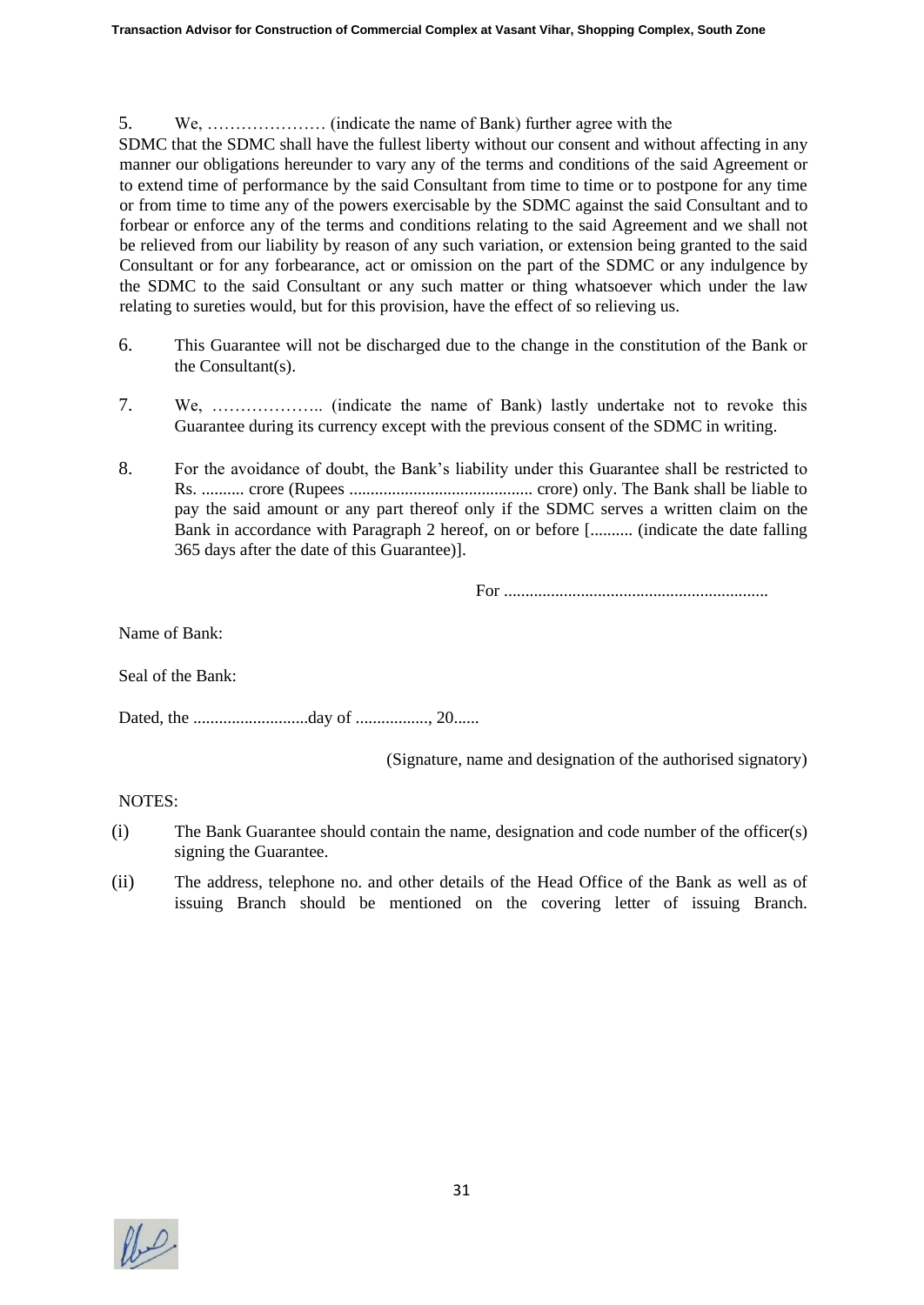5. We, ………………… (indicate the name of Bank) further agree with the SDMC that the SDMC shall have the fullest liberty without our consent and without affecting in any manner our obligations hereunder to vary any of the terms and conditions of the said Agreement or to extend time of performance by the said Consultant from time to time or to postpone for any time or from time to time any of the powers exercisable by the SDMC against the said Consultant and to forbear or enforce any of the terms and conditions relating to the said Agreement and we shall not be relieved from our liability by reason of any such variation, or extension being granted to the said Consultant or for any forbearance, act or omission on the part of the SDMC or any indulgence by the SDMC to the said Consultant or any such matter or thing whatsoever which under the law relating to sureties would, but for this provision, have the effect of so relieving us.

6. This Guarantee will not be discharged due to the change in the constitution of the Bank or the Consultant(s).

7. We, ……………….. (indicate the name of Bank) lastly undertake not to revoke this Guarantee during its currency except with the previous consent of the SDMC in writing.

8. For the avoidance of doubt, the Bank's liability under this Guarantee shall be restricted to Rs. .......... crore (Rupees ........................................... crore) only. The Bank shall be liable to pay the said amount or any part thereof only if the SDMC serves a written claim on the Bank in accordance with Paragraph 2 hereof, on or before [.......... (indicate the date falling 365 days after the date of this Guarantee)].

For ..............................................................

Name of Bank:

Seal of the Bank:

Dated, the ...........................day of ................., 20......

(Signature, name and designation of the authorised signatory)

NOTES:

(i) The Bank Guarantee should contain the name, designation and code number of the officer(s) signing the Guarantee.

(ii) The address, telephone no. and other details of the Head Office of the Bank as well as of issuing Branch should be mentioned on the covering letter of issuing Branch.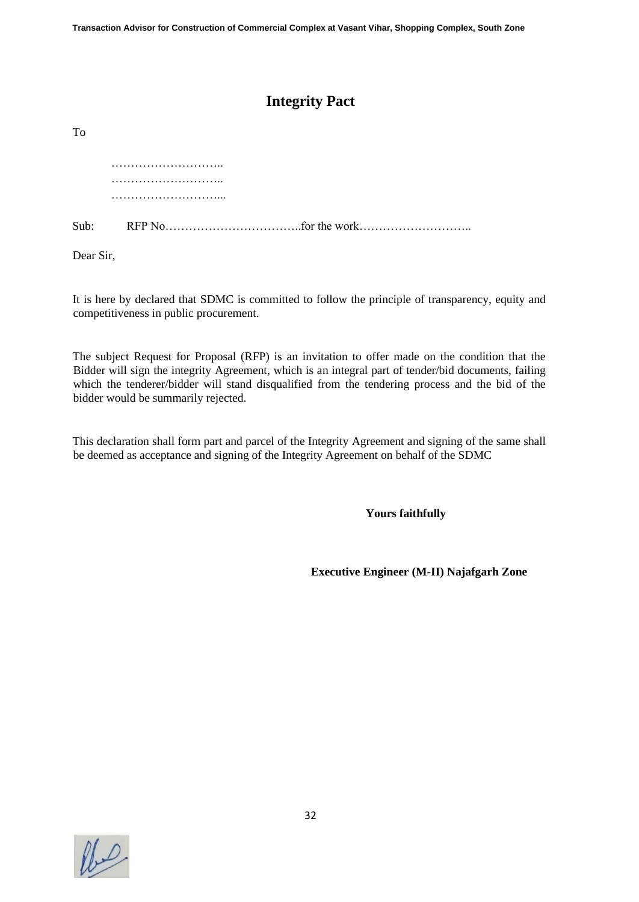# Integrity Pact

To

………………………..
………………………..
………………………...

Sub: RFP No……………………………..for the work………………………..

Dear Sir,

It is here by declared that SDMC is committed to follow the principle of transparency, equity and competitiveness in public procurement.

The subject Request for Proposal (RFP) is an invitation to offer made on the condition that the Bidder will sign the integrity Agreement, which is an integral part of tender/bid documents, failing which the tenderer/bidder will stand disqualified from the tendering process and the bid of the bidder would be summarily rejected.

This declaration shall form part and parcel of the Integrity Agreement and signing of the same shall be deemed as acceptance and signing of the Integrity Agreement on behalf of the SDMC

**Yours faithfully**

**Executive Engineer (M-II) Najafgarh Zone**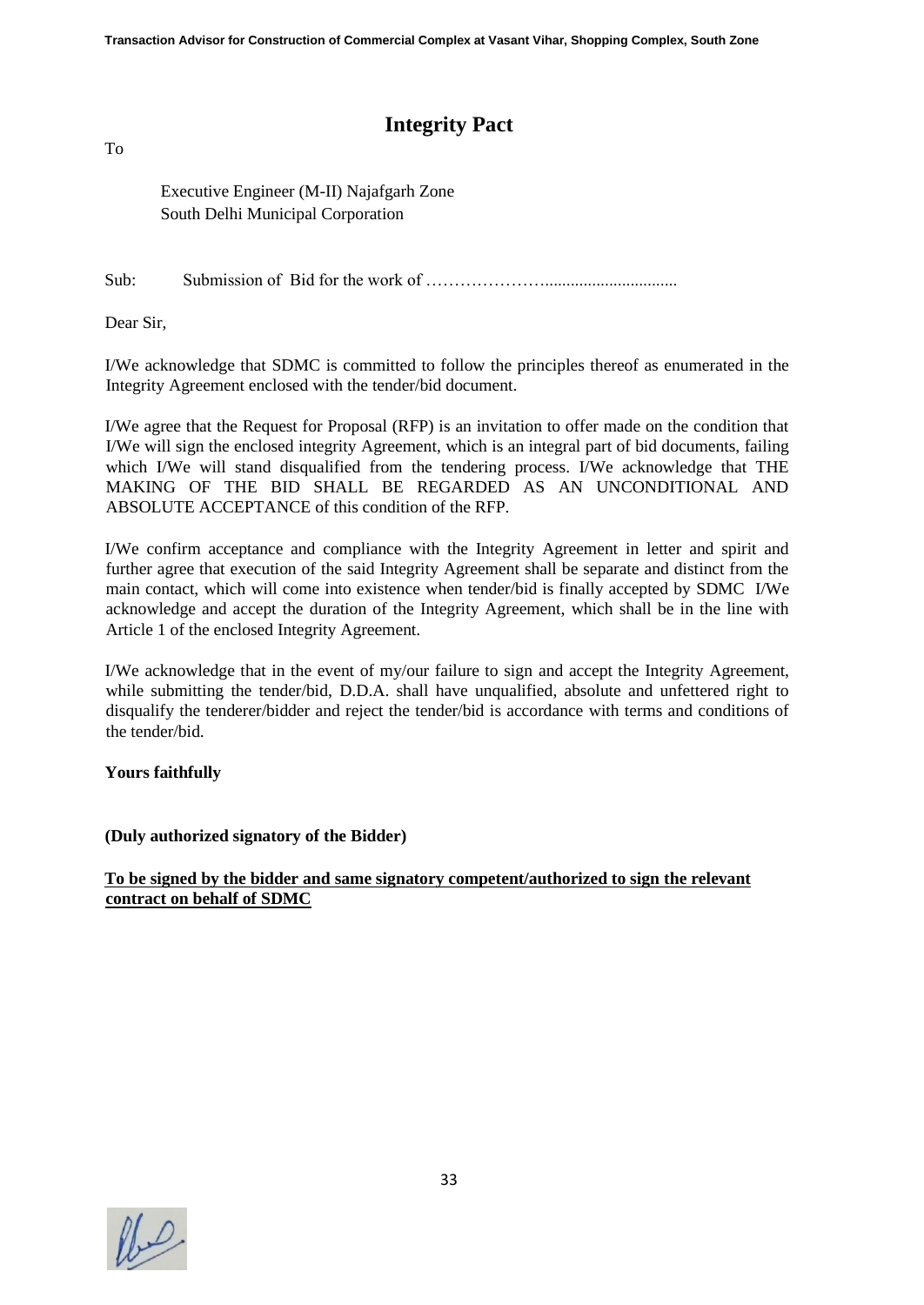# Integrity Pact

To

Executive Engineer (M-II) Najafgarh Zone
South Delhi Municipal Corporation

Sub: Submission of Bid for the work of …………………..............................

Dear Sir,

I/We acknowledge that SDMC is committed to follow the principles thereof as enumerated in the Integrity Agreement enclosed with the tender/bid document.

I/We agree that the Request for Proposal (RFP) is an invitation to offer made on the condition that I/We will sign the enclosed integrity Agreement, which is an integral part of bid documents, failing which I/We will stand disqualified from the tendering process. I/We acknowledge that THE MAKING OF THE BID SHALL BE REGARDED AS AN UNCONDITIONAL AND ABSOLUTE ACCEPTANCE of this condition of the RFP.

I/We confirm acceptance and compliance with the Integrity Agreement in letter and spirit and further agree that execution of the said Integrity Agreement shall be separate and distinct from the main contact, which will come into existence when tender/bid is finally accepted by SDMC I/We acknowledge and accept the duration of the Integrity Agreement, which shall be in the line with Article 1 of the enclosed Integrity Agreement.

I/We acknowledge that in the event of my/our failure to sign and accept the Integrity Agreement, while submitting the tender/bid, D.D.A. shall have unqualified, absolute and unfettered right to disqualify the tenderer/bidder and reject the tender/bid is accordance with terms and conditions of the tender/bid.

**Yours faithfully**

**(Duly authorized signatory of the Bidder)**

**<u>To be signed by the bidder and same signatory competent/authorized to sign the relevant contract on behalf of SDMC</u>**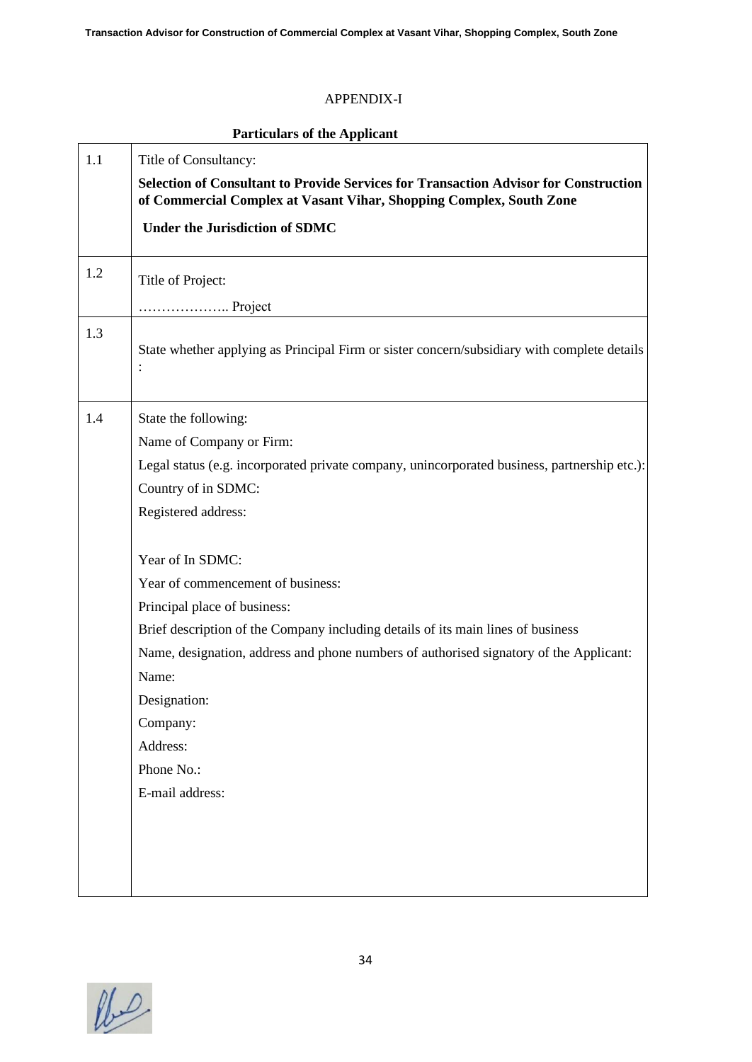APPENDIX-I

**Particulars of the Applicant**

| | |
|---|---|
| 1.1 | Title of Consultancy:<br>**Selection of Consultant to Provide Services for Transaction Advisor for Construction of Commercial Complex at Vasant Vihar, Shopping Complex, South Zone**<br>**Under the Jurisdiction of SDMC** |
| 1.2 | Title of Project:<br>……………….. Project |
| 1.3 | State whether applying as Principal Firm or sister concern/subsidiary with complete details : |
| 1.4 | State the following:<br>Name of Company or Firm:<br>Legal status (e.g. incorporated private company, unincorporated business, partnership etc.):<br>Country of in SDMC:<br>Registered address:<br><br>Year of In SDMC:<br>Year of commencement of business:<br>Principal place of business:<br>Brief description of the Company including details of its main lines of business<br>Name, designation, address and phone numbers of authorised signatory of the Applicant:<br>Name:<br>Designation:<br>Company:<br>Address:<br>Phone No.:<br>E-mail address: |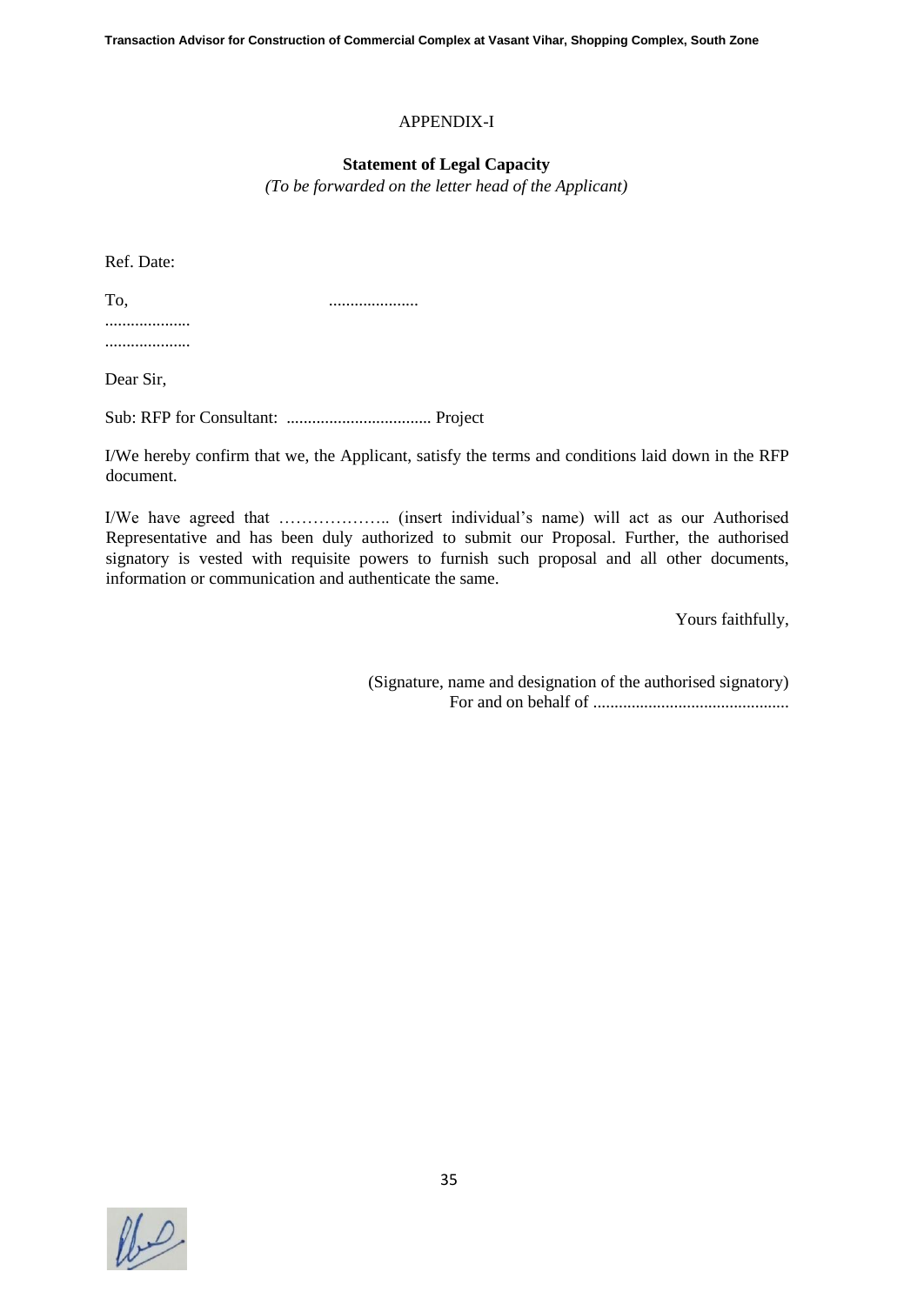APPENDIX-I

**Statement of Legal Capacity**

*(To be forwarded on the letter head of the Applicant)*

Ref. Date:

To, .....................

....................

....................

Dear Sir,

Sub: RFP for Consultant: .................................. Project

I/We hereby confirm that we, the Applicant, satisfy the terms and conditions laid down in the RFP document.

I/We have agreed that ……………….. (insert individual's name) will act as our Authorised Representative and has been duly authorized to submit our Proposal. Further, the authorised signatory is vested with requisite powers to furnish such proposal and all other documents, information or communication and authenticate the same.

Yours faithfully,

(Signature, name and designation of the authorised signatory)
For and on behalf of ..............................................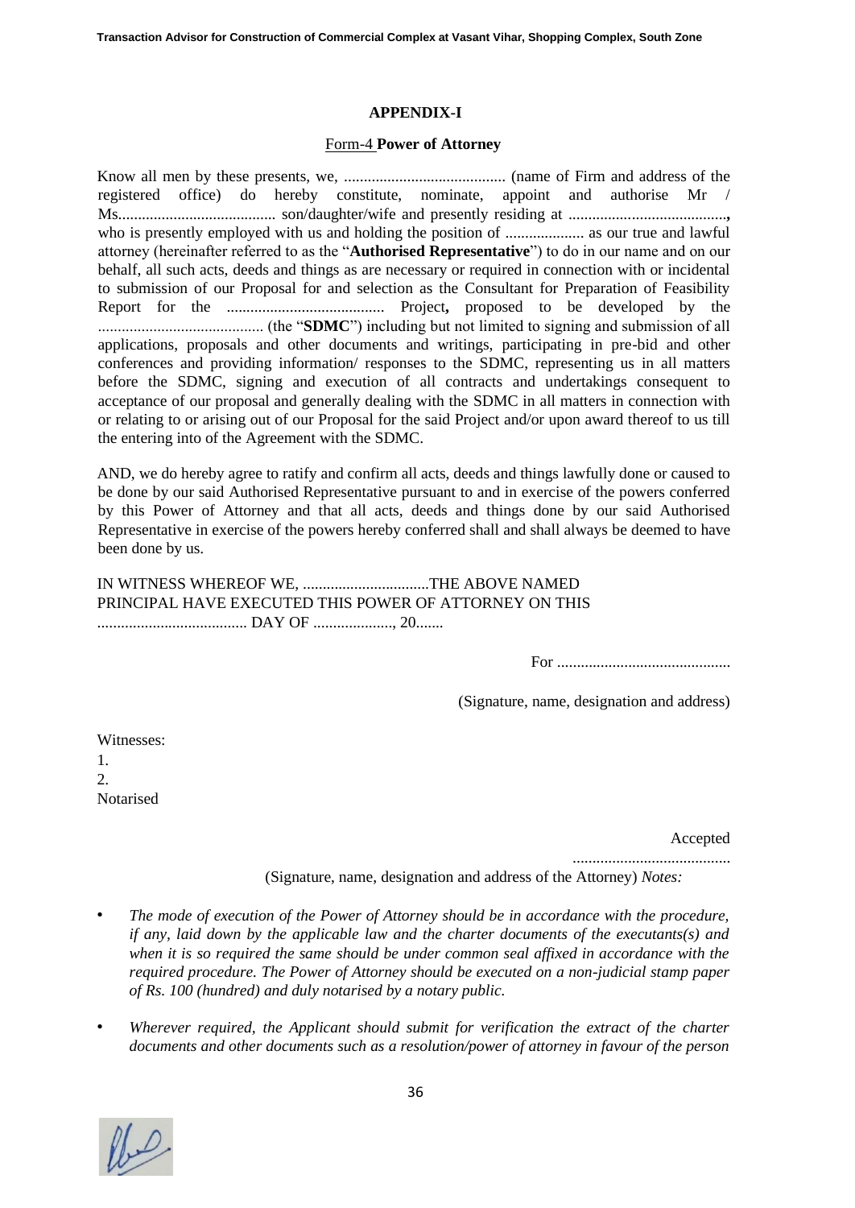## APPENDIX-I

Form-4 **Power of Attorney**

Know all men by these presents, we, ......................................... (name of Firm and address of the registered office) do hereby constitute, nominate, appoint and authorise Mr / Ms........................................ son/daughter/wife and presently residing at ........................................**,** who is presently employed with us and holding the position of .................... as our true and lawful attorney (hereinafter referred to as the "**Authorised Representative**") to do in our name and on our behalf, all such acts, deeds and things as are necessary or required in connection with or incidental to submission of our Proposal for and selection as the Consultant for Preparation of Feasibility Report for the ........................................ Project**,** proposed to be developed by the .......................................... (the "**SDMC**") including but not limited to signing and submission of all applications, proposals and other documents and writings, participating in pre-bid and other conferences and providing information/ responses to the SDMC, representing us in all matters before the SDMC, signing and execution of all contracts and undertakings consequent to acceptance of our proposal and generally dealing with the SDMC in all matters in connection with or relating to or arising out of our Proposal for the said Project and/or upon award thereof to us till the entering into of the Agreement with the SDMC.

AND, we do hereby agree to ratify and confirm all acts, deeds and things lawfully done or caused to be done by our said Authorised Representative pursuant to and in exercise of the powers conferred by this Power of Attorney and that all acts, deeds and things done by our said Authorised Representative in exercise of the powers hereby conferred shall and shall always be deemed to have been done by us.

IN WITNESS WHEREOF WE, ................................THE ABOVE NAMED PRINCIPAL HAVE EXECUTED THIS POWER OF ATTORNEY ON THIS ...................................... DAY OF ...................., 20.......

For ............................................

(Signature, name, designation and address)

Witnesses:
1.
2.
Notarised

Accepted

........................................

(Signature, name, designation and address of the Attorney) *Notes:*

- *The mode of execution of the Power of Attorney should be in accordance with the procedure, if any, laid down by the applicable law and the charter documents of the executants(s) and when it is so required the same should be under common seal affixed in accordance with the required procedure. The Power of Attorney should be executed on a non-judicial stamp paper of Rs. 100 (hundred) and duly notarised by a notary public.*
- *Wherever required, the Applicant should submit for verification the extract of the charter documents and other documents such as a resolution/power of attorney in favour of the person*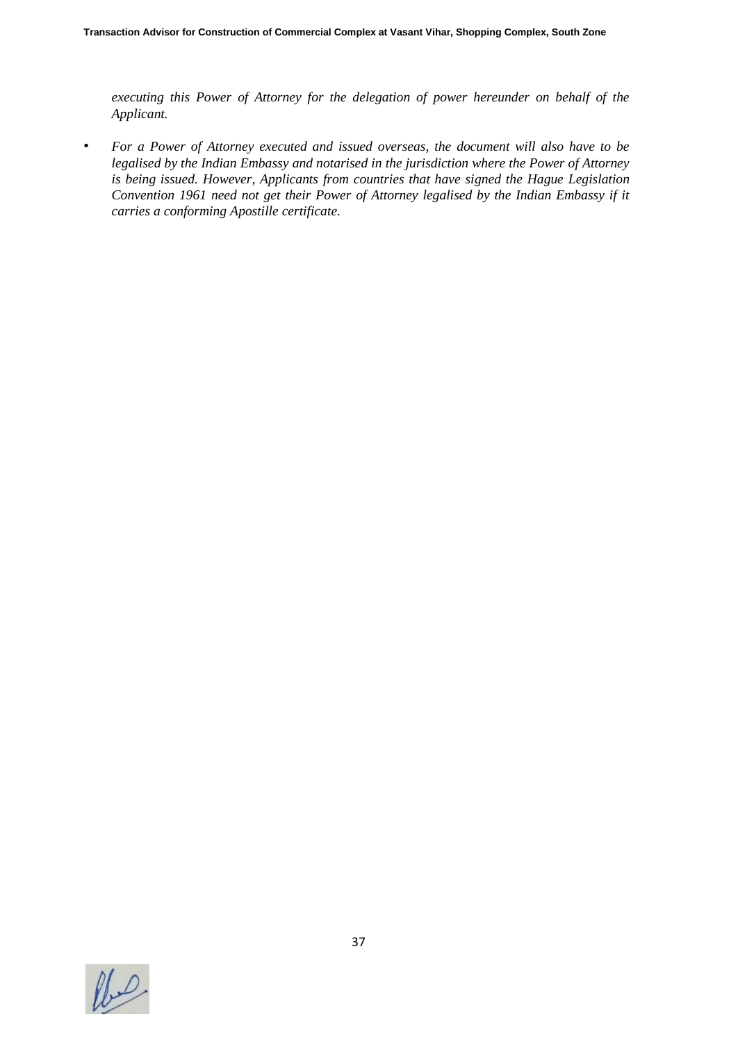*executing this Power of Attorney for the delegation of power hereunder on behalf of the Applicant.*

- *For a Power of Attorney executed and issued overseas, the document will also have to be legalised by the Indian Embassy and notarised in the jurisdiction where the Power of Attorney is being issued. However, Applicants from countries that have signed the Hague Legislation Convention 1961 need not get their Power of Attorney legalised by the Indian Embassy if it carries a conforming Apostille certificate.*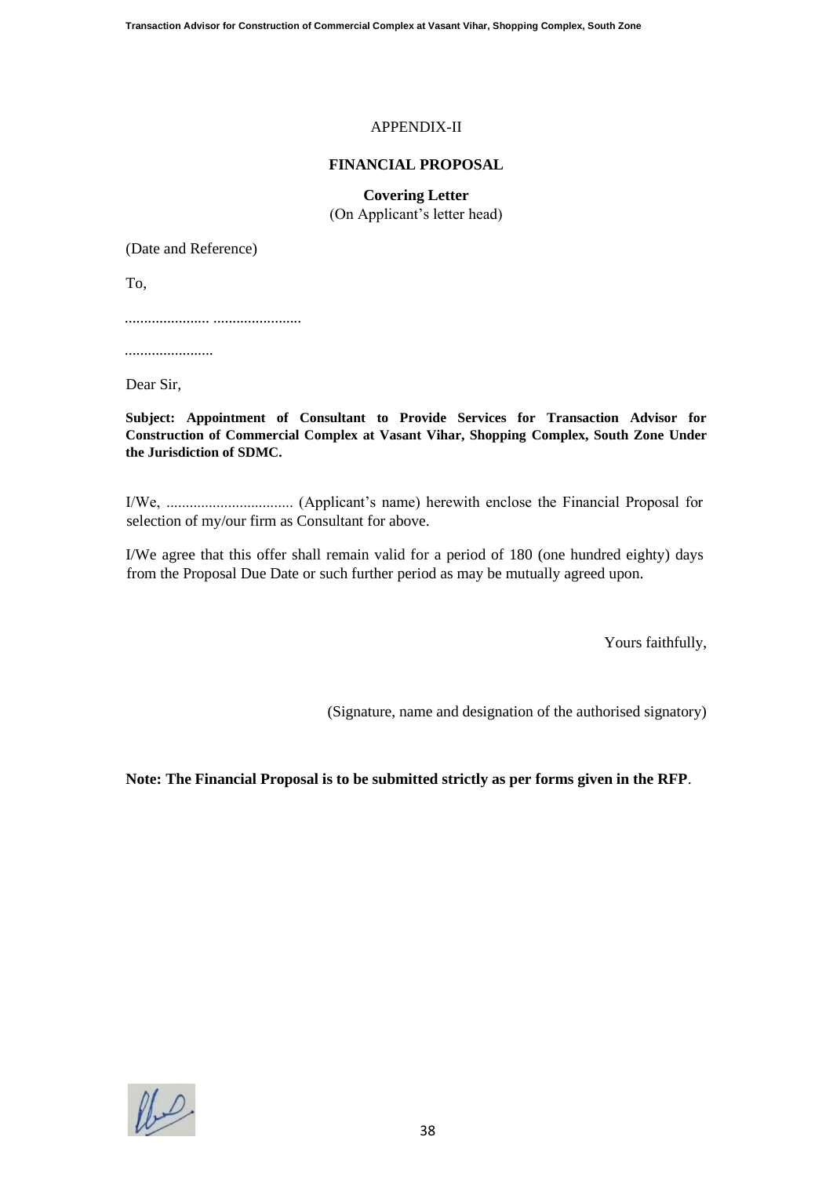APPENDIX-II

**FINANCIAL PROPOSAL**

**Covering Letter**
(On Applicant's letter head)

(Date and Reference)

To,

...................... .......................

.......................

Dear Sir,

**Subject: Appointment of Consultant to Provide Services for Transaction Advisor for Construction of Commercial Complex at Vasant Vihar, Shopping Complex, South Zone Under the Jurisdiction of SDMC.**

I/We, ................................. (Applicant's name) herewith enclose the Financial Proposal for selection of my/our firm as Consultant for above.

I/We agree that this offer shall remain valid for a period of 180 (one hundred eighty) days from the Proposal Due Date or such further period as may be mutually agreed upon.

Yours faithfully,

(Signature, name and designation of the authorised signatory)

**Note: The Financial Proposal is to be submitted strictly as per forms given in the RFP**.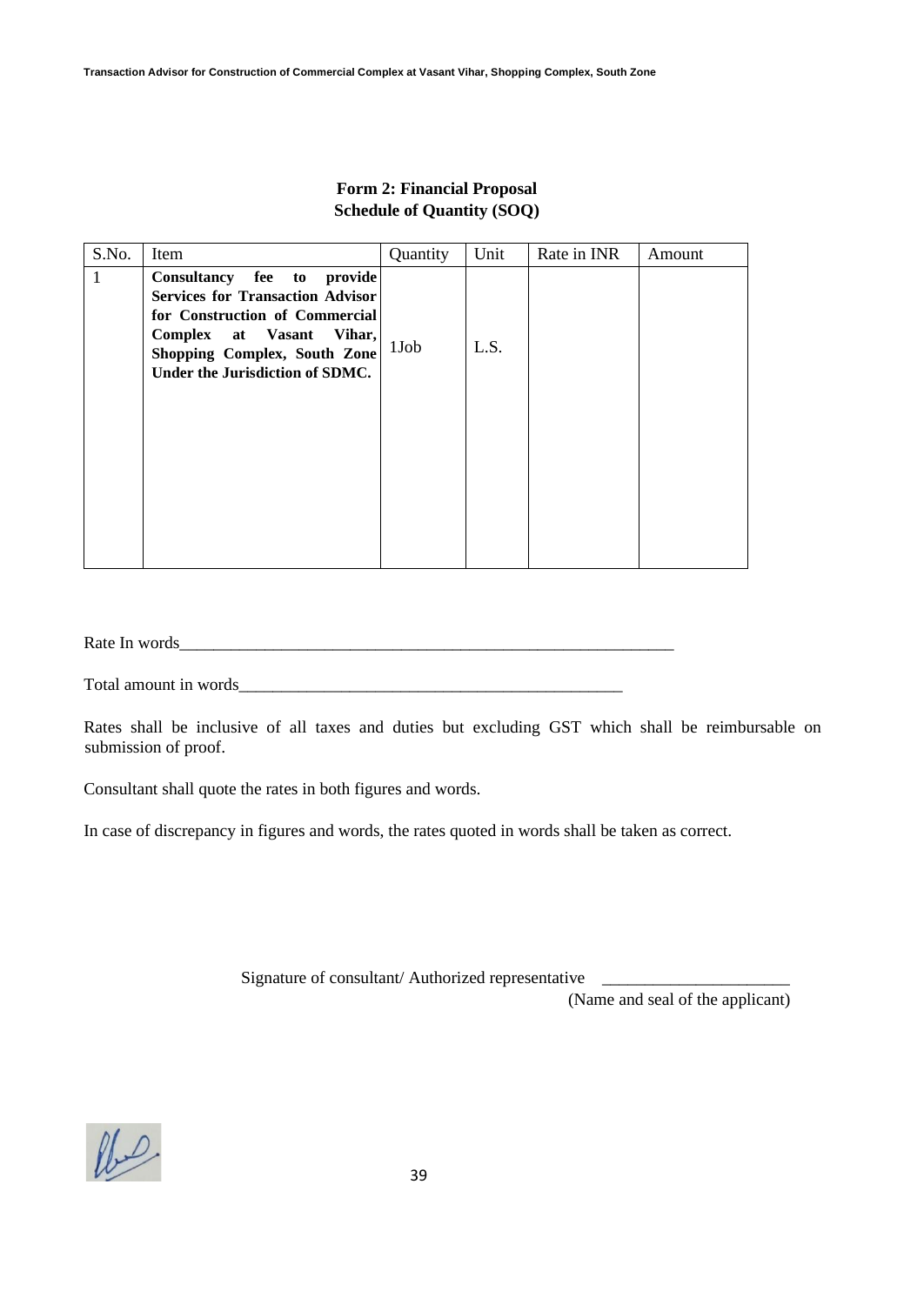**Form 2: Financial Proposal**
**Schedule of Quantity (SOQ)**

| S.No. | Item | Quantity | Unit | Rate in INR | Amount |
|---|---|---|---|---|---|
| 1 | **Consultancy fee to provide Services for Transaction Advisor for Construction of Commercial Complex at Vasant Vihar, Shopping Complex, South Zone Under the Jurisdiction of SDMC.** | 1Job | L.S. | | |

Rate In words____________________________________________________________

Total amount in words_______________________________________________

Rates shall be inclusive of all taxes and duties but excluding GST which shall be reimbursable on submission of proof.

Consultant shall quote the rates in both figures and words.

In case of discrepancy in figures and words, the rates quoted in words shall be taken as correct.

Signature of consultant/ Authorized representative _____________________

(Name and seal of the applicant)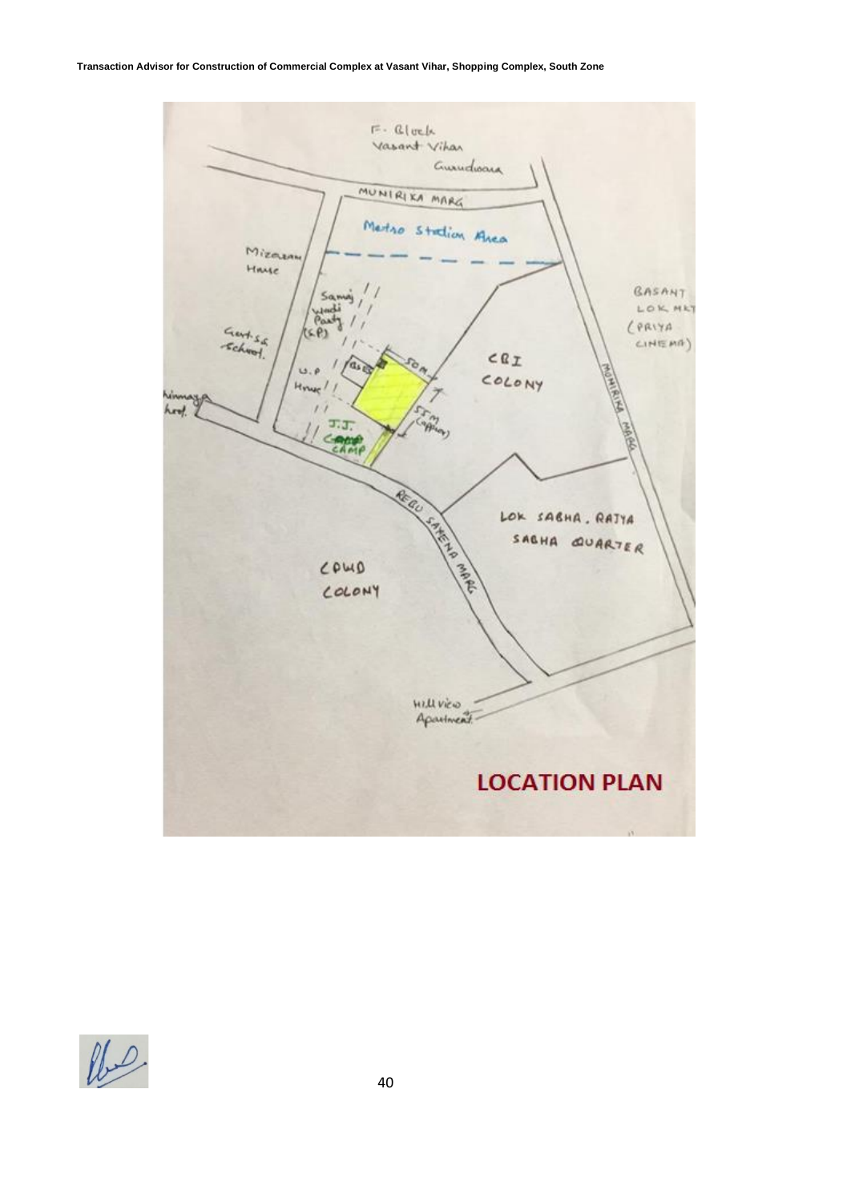# LOCATION PLAN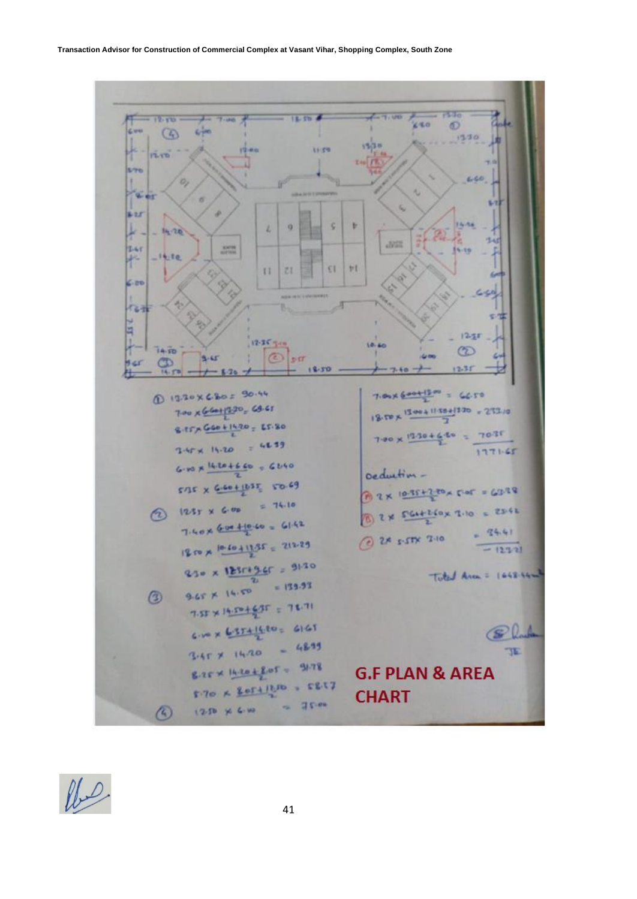**Transaction Advisor for Construction of Commercial Complex at Vasant Vihar, Shopping Complex, South Zone**

① 13.30 × 6.80 = 90.44

7.00 × (6.60+13.30)/2 = 69.65

8.25 × (6.60+14.20)/2 = 85.80

3.45 × 14.20 = 48.99

6.00 × (14.20+6.60)/2 = 62.40

5.35 × (6.60+12.35)/2 = 50.69

② 12.35 × 6.00 = 74.10

7.40 × (6.00+10.60)/2 = 61.42

18.50 × (10.60+12.35)/2 = 212.29

8.30 × (12.35+9.65)/2 = 91.30

③ 9.65 × 14.50 = 139.93

7.55 × (14.50+6.35)/2 = 78.71

6.00 × (6.35+14.20)/2 = 61.65

3.45 × 14.20 = 48.99

8.25 × (14.20+8.05)/2 = 91.78

5.70 × (8.05+12.50)/2 = 58.57

④ 12.50 × 6.00 = 75.00

7.00 × (6.00+13.00)/2 = 66.50

18.50 × (13.00+11.50+13.30)/3 = 233.10

7.00 × (13.30+6.80)/2 = 70.35

1771.65

Deduction –

Ⓐ 2 × (10.35+2.80)/2 × 5.05 = 63.28

Ⓑ 2 × (5.60+2.60)/2 × 3.10 = 25.42

Ⓒ 2 × 5.55 × 3.10 = 34.41

− 123.21

Total Area = 1648.44 m²

JE

**G.F PLAN & AREA CHART**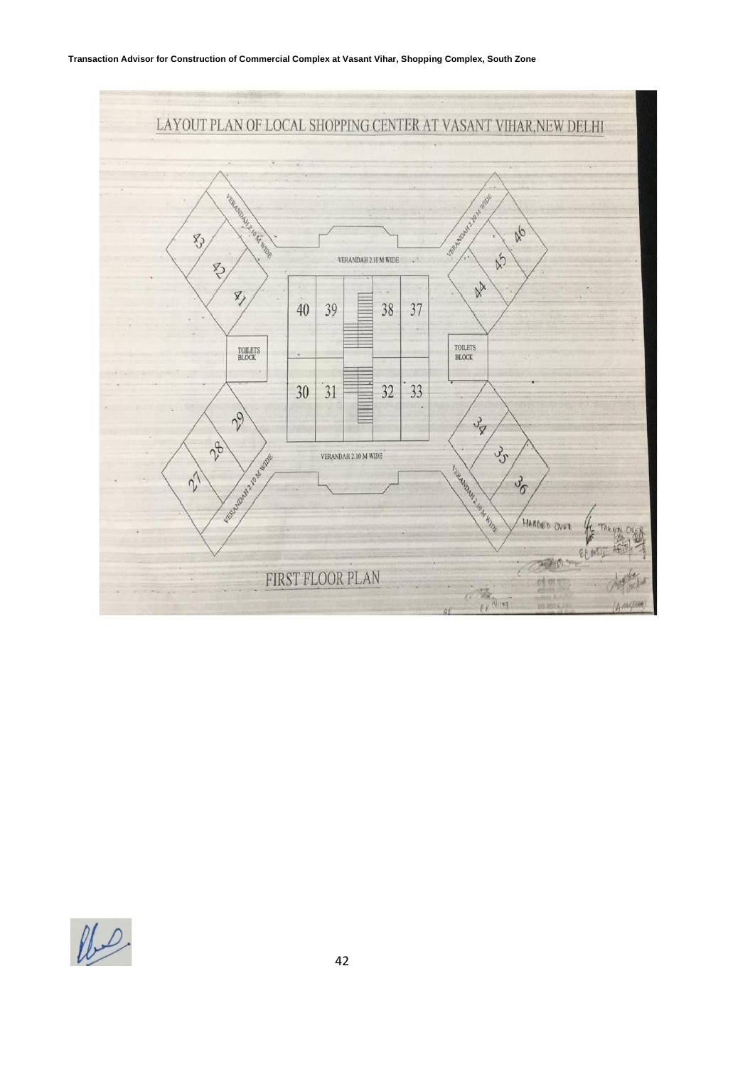LAYOUT PLAN OF LOCAL SHOPPING CENTER AT VASANT VIHAR, NEW DELHI

VERANDAH 2.10 M WIDE

VERANDAH 2.10 M WIDE

VERANDAH 2.10 M WIDE

43 42 41

46 45 44

40 39 38 37

TOILETS BLOCK

TOILETS BLOCK

30 31 32 33

29 28 27

34 35 36

VERANDAH 2.10 M WIDE

VERANDAH 2.10 M WIDE

VERANDAH 2.10 M WIDE

HANDED OVER

TAKEN OVER

FIRST FLOOR PLAN